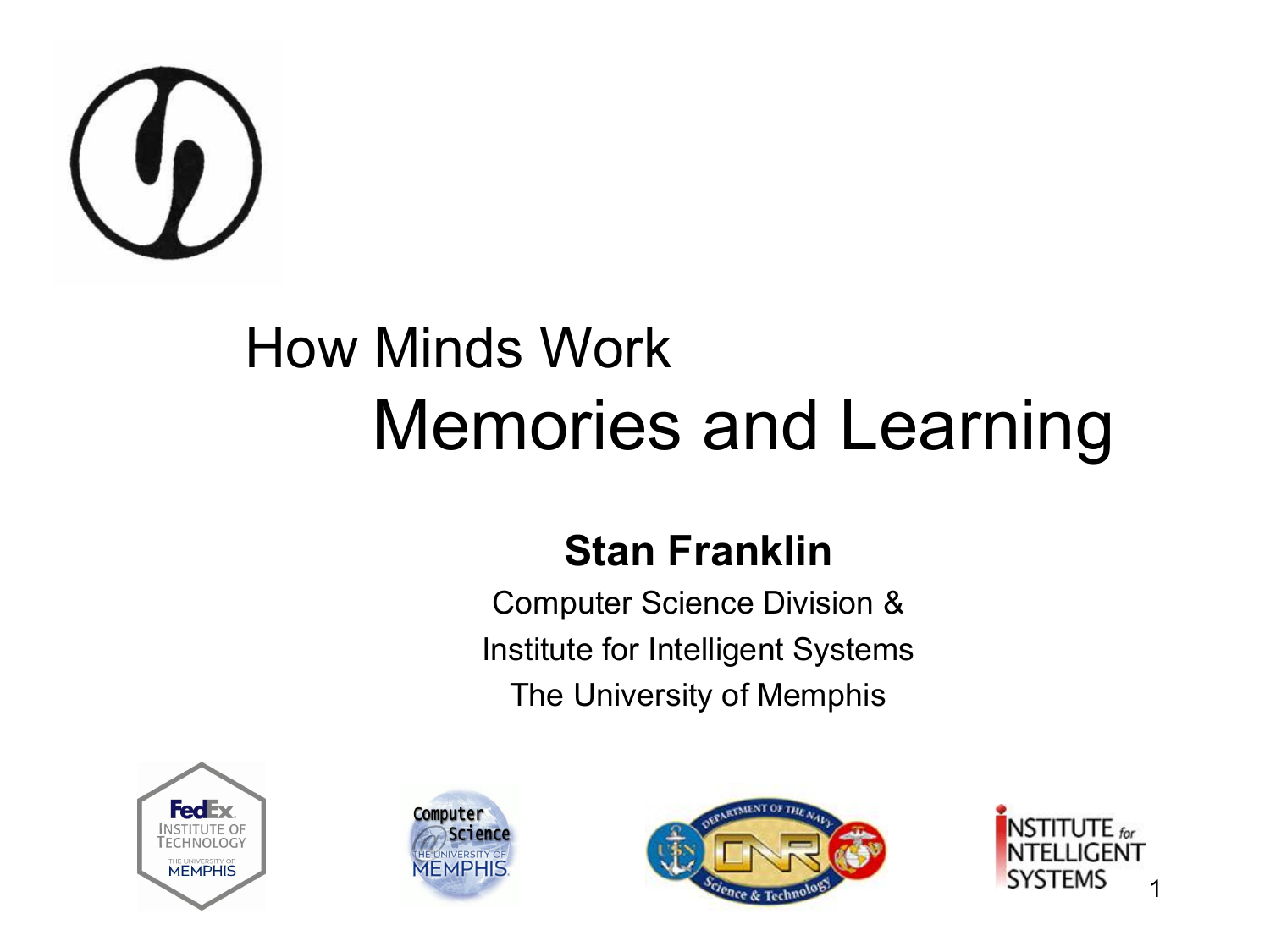# How Minds Work

## Memories and Learning

**Stan Franklin**

Computer Science Division &

Institute for Intelligent Systems

The University of Memphis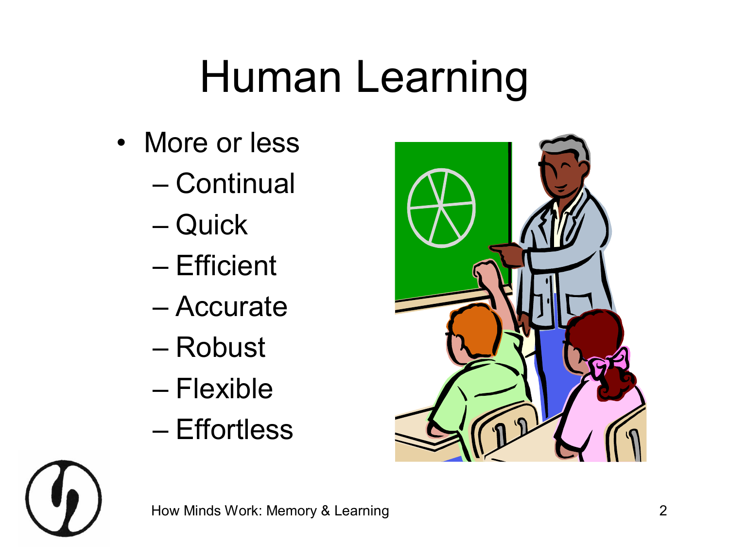# Human Learning

- More or less
  - Continual
  - Quick
  - Efficient
  - Accurate
  - Robust
  - Flexible
  - Effortless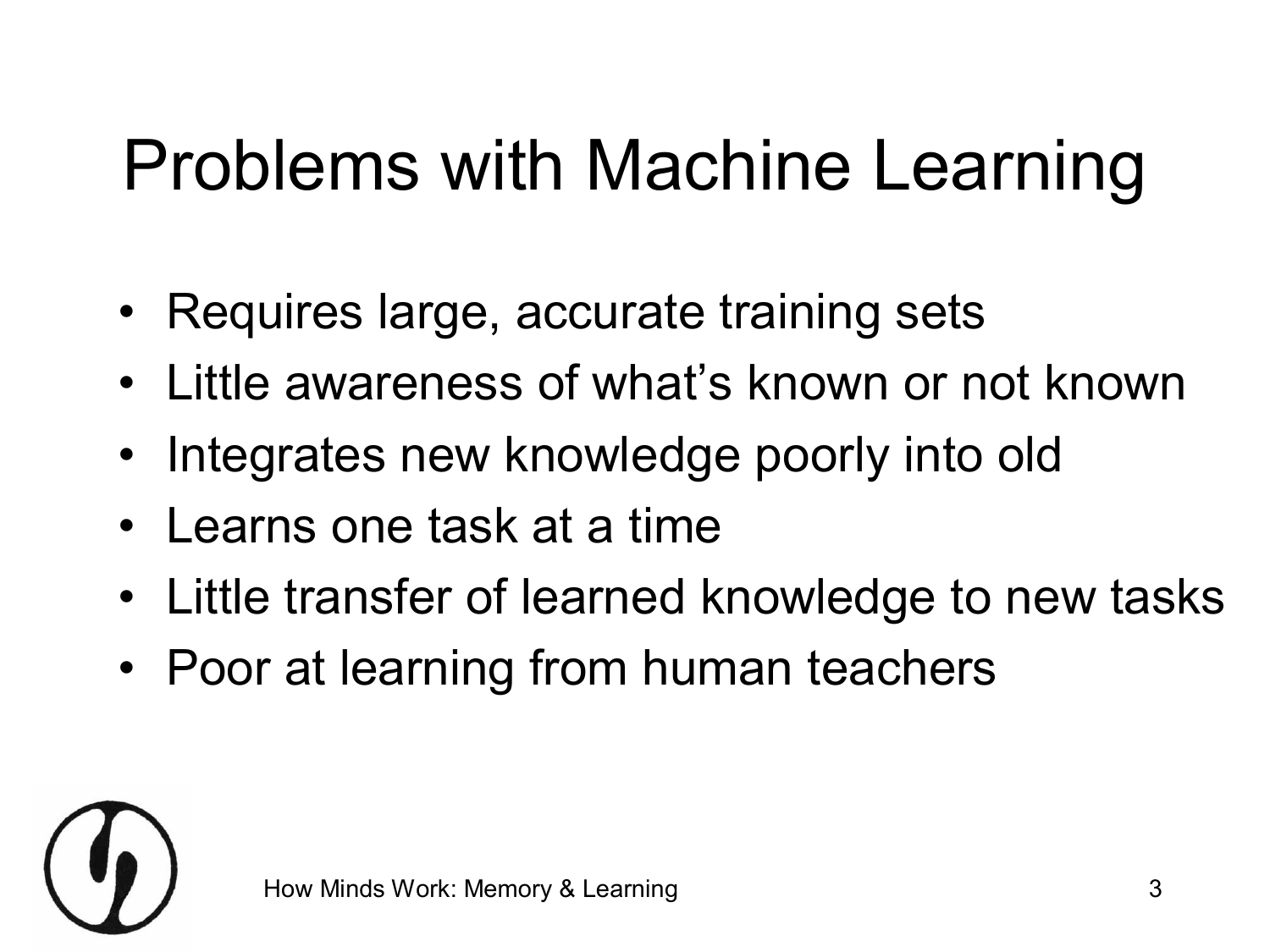# Problems with Machine Learning

- Requires large, accurate training sets
- Little awareness of what's known or not known
- Integrates new knowledge poorly into old
- Learns one task at a time
- Little transfer of learned knowledge to new tasks
- Poor at learning from human teachers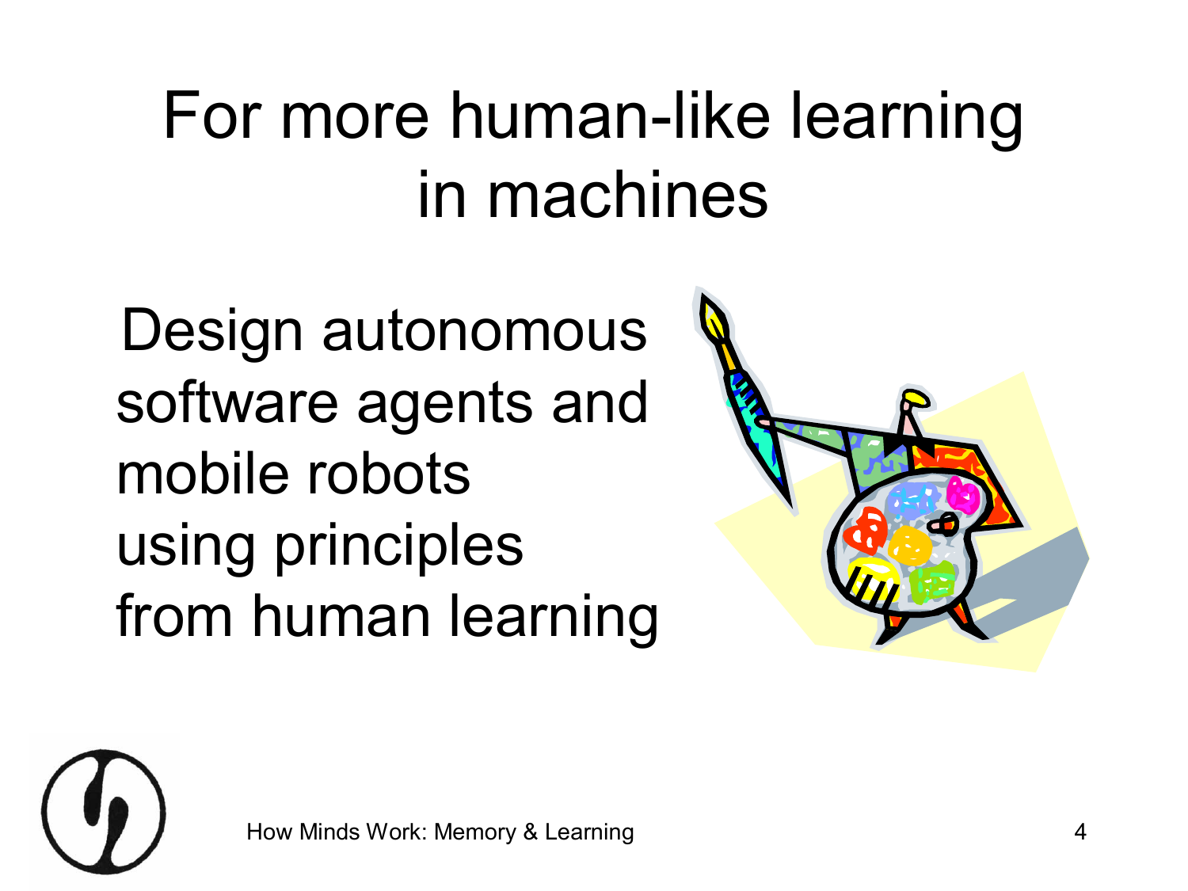# For more human-like learning in machines

Design autonomous software agents and mobile robots using principles from human learning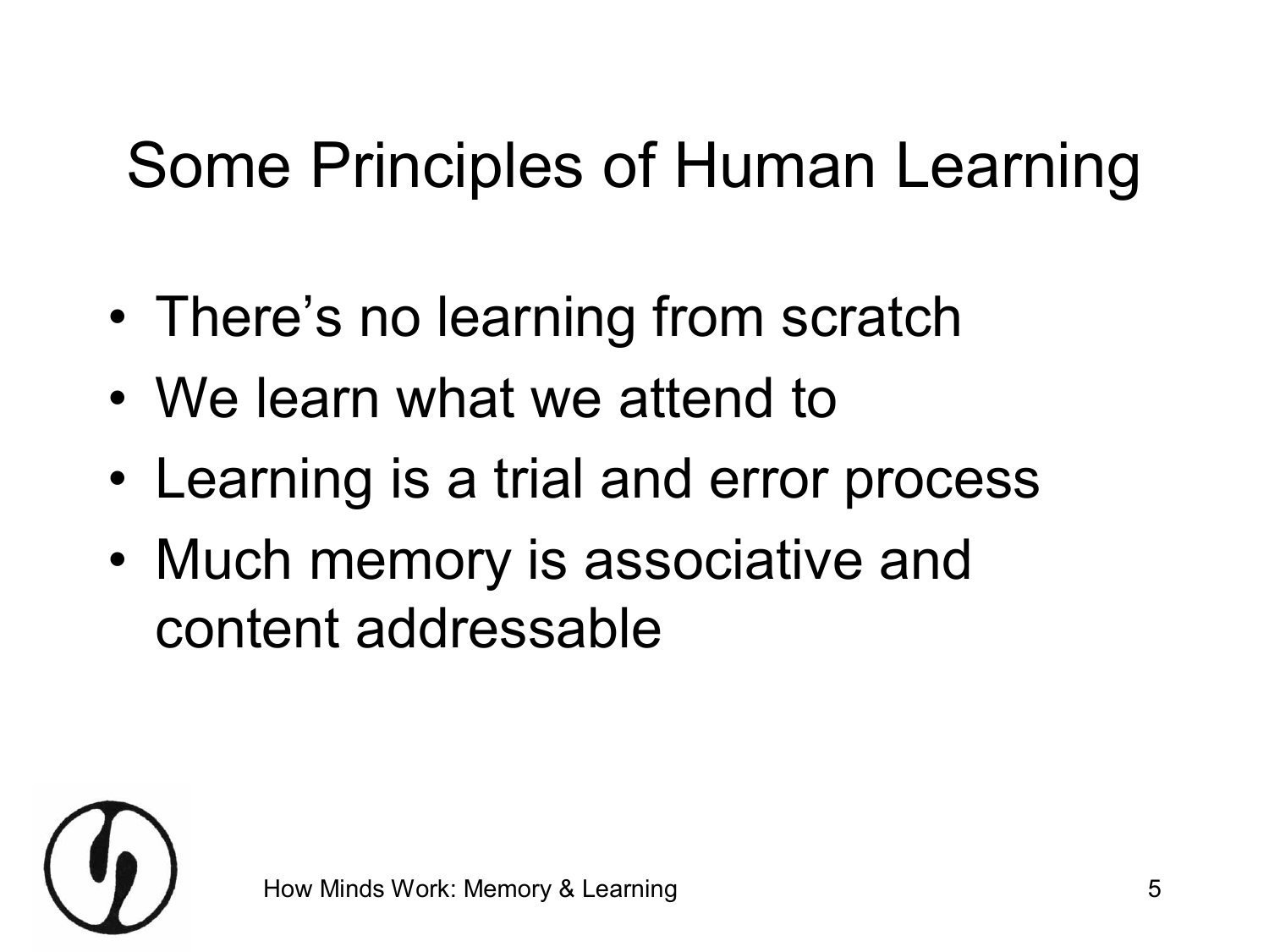# Some Principles of Human Learning

- There's no learning from scratch
- We learn what we attend to
- Learning is a trial and error process
- Much memory is associative and content addressable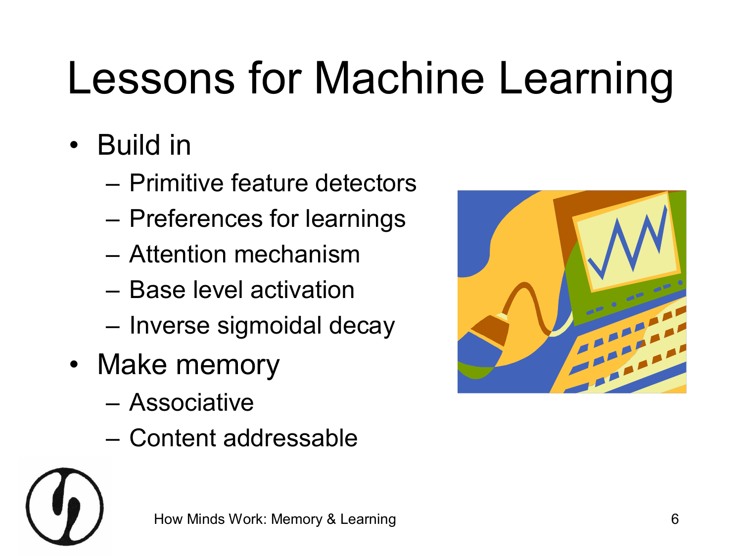# Lessons for Machine Learning

- Build in
  - Primitive feature detectors
  - Preferences for learnings
  - Attention mechanism
  - Base level activation
  - Inverse sigmoidal decay
- Make memory
  - Associative
  - Content addressable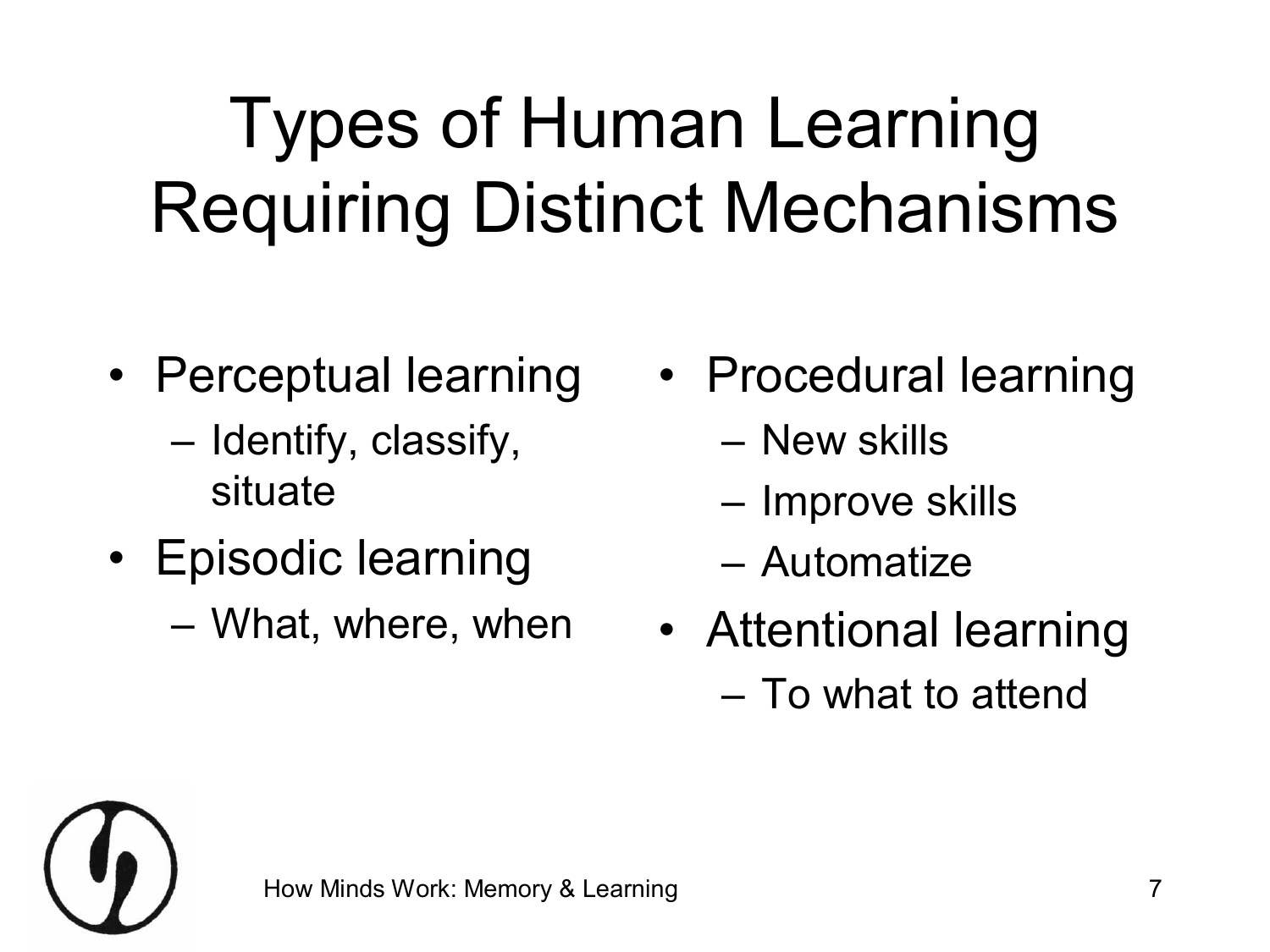# Types of Human Learning Requiring Distinct Mechanisms

- Perceptual learning
  - Identify, classify, situate
- Episodic learning
  - What, where, when
- Procedural learning
  - New skills
  - Improve skills
  - Automatize
- Attentional learning
  - To what to attend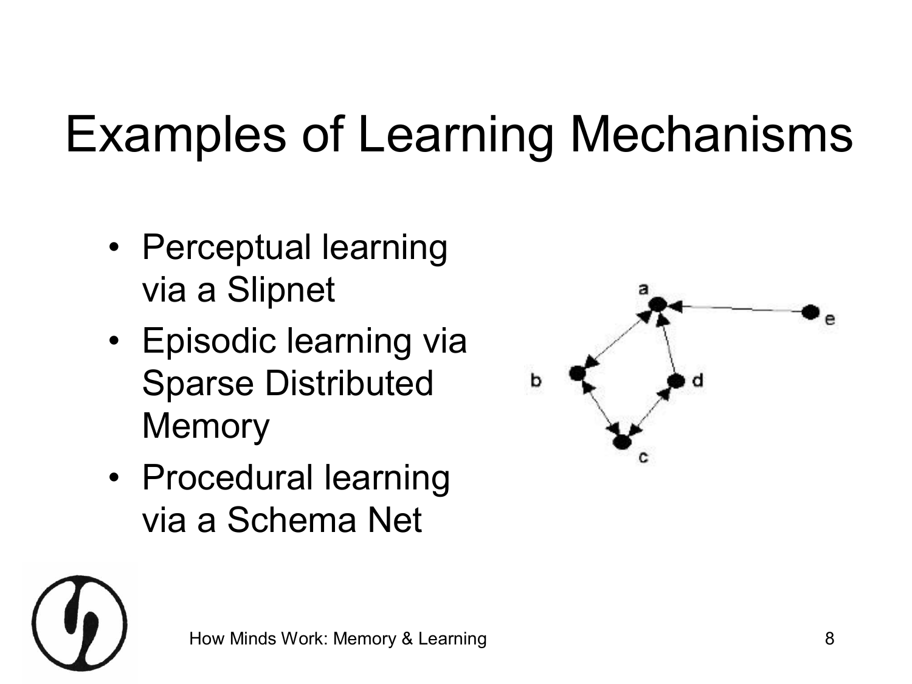# Examples of Learning Mechanisms

- Perceptual learning via a Slipnet
- Episodic learning via Sparse Distributed Memory
- Procedural learning via a Schema Net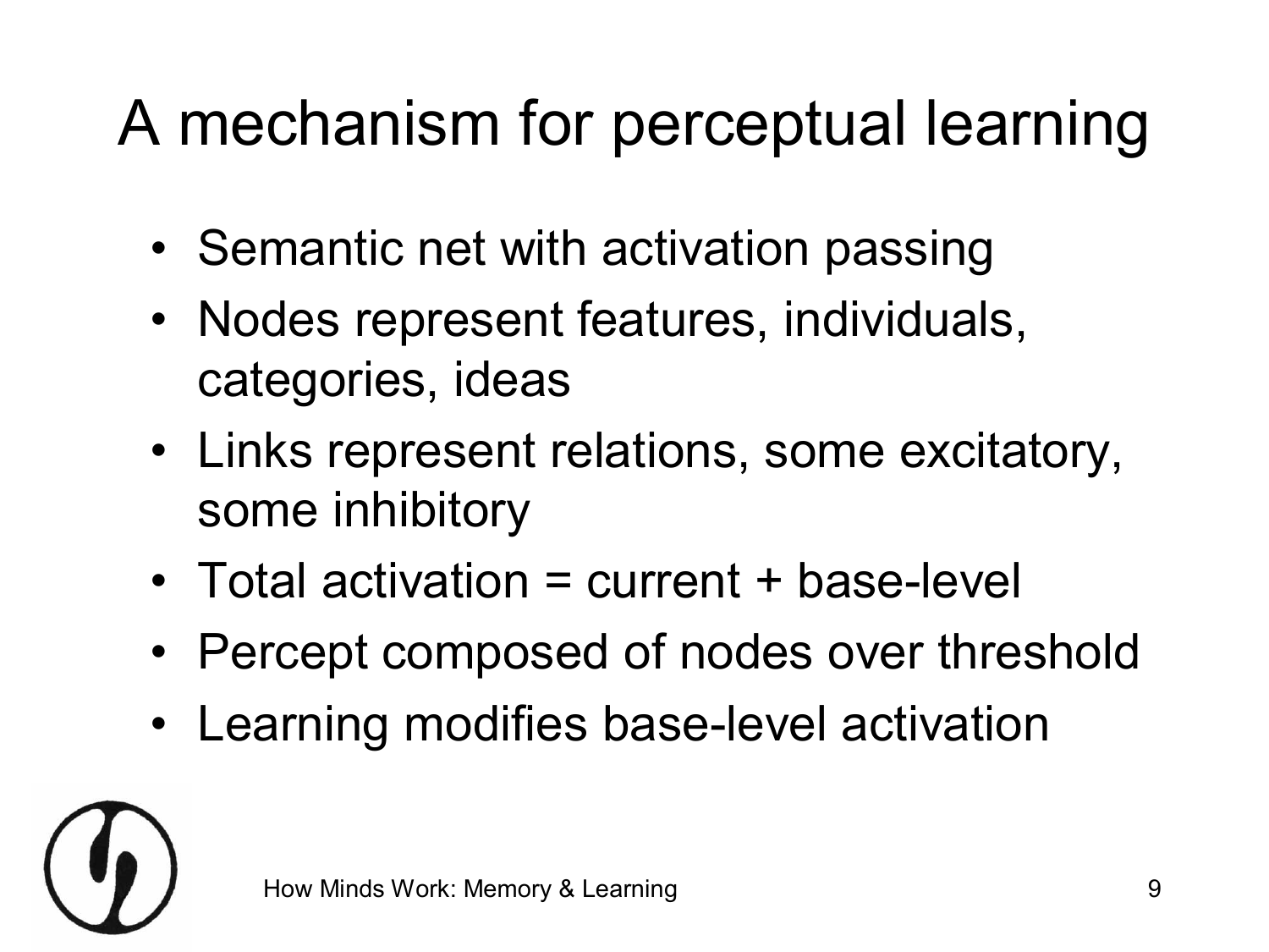# A mechanism for perceptual learning

- Semantic net with activation passing
- Nodes represent features, individuals, categories, ideas
- Links represent relations, some excitatory, some inhibitory
- Total activation = current + base-level
- Percept composed of nodes over threshold
- Learning modifies base-level activation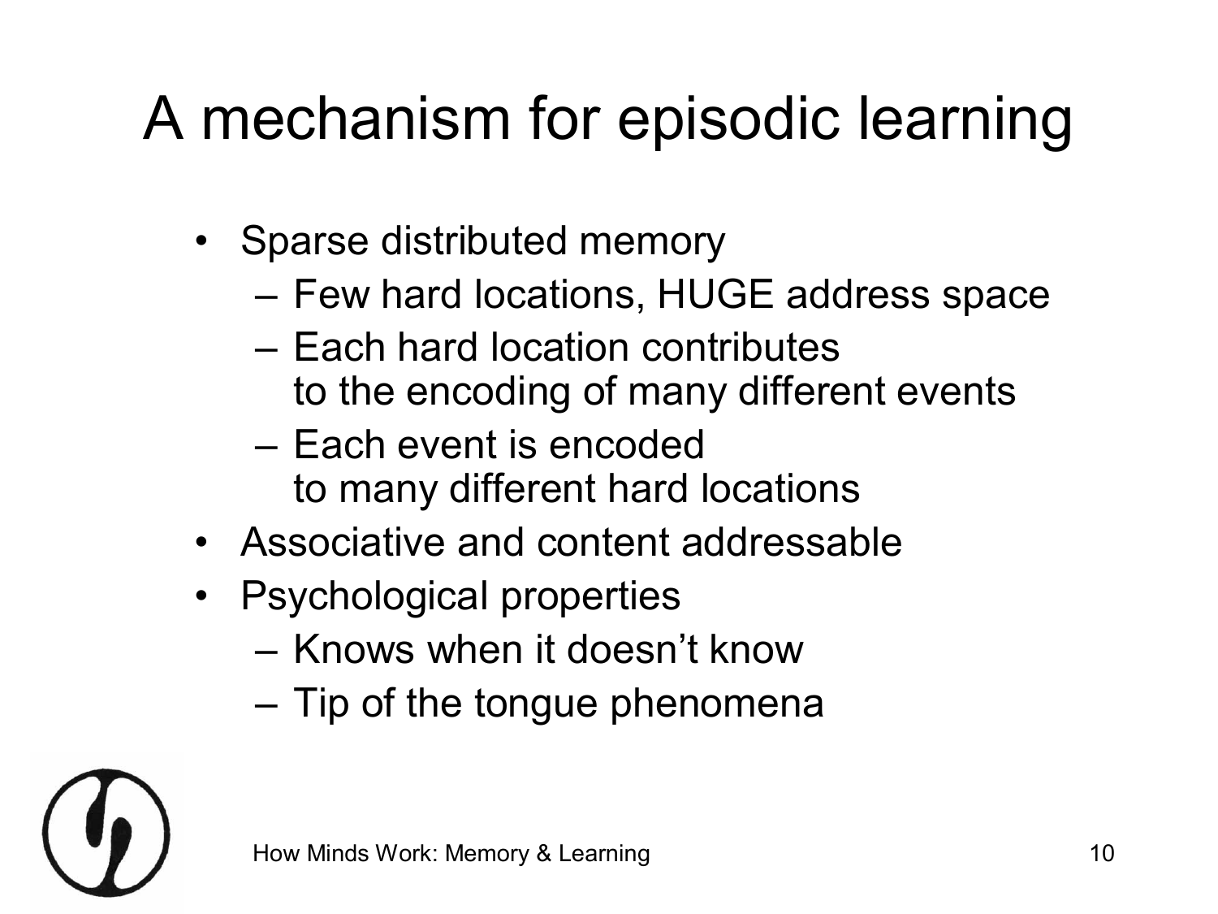# A mechanism for episodic learning

- Sparse distributed memory
  - Few hard locations, HUGE address space
  - Each hard location contributes to the encoding of many different events
  - Each event is encoded to many different hard locations
- Associative and content addressable
- Psychological properties
  - Knows when it doesn't know
  - Tip of the tongue phenomena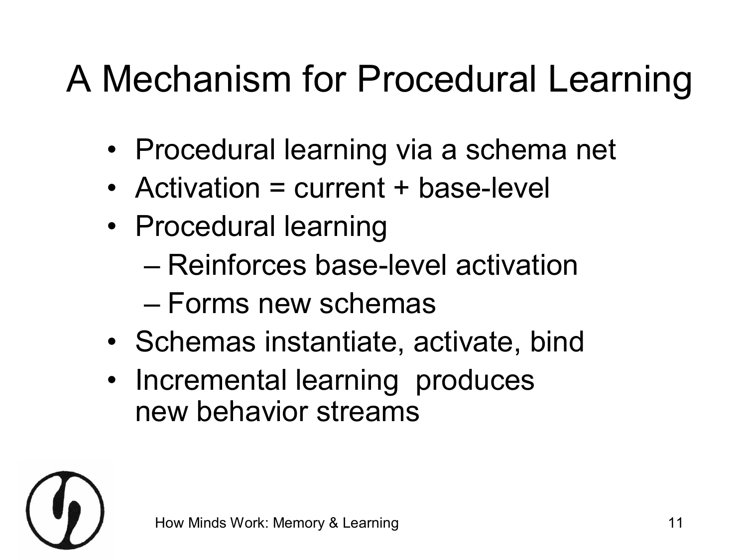# A Mechanism for Procedural Learning

- Procedural learning via a schema net
- Activation = current + base-level
- Procedural learning
  - Reinforces base-level activation
  - Forms new schemas
- Schemas instantiate, activate, bind
- Incremental learning produces new behavior streams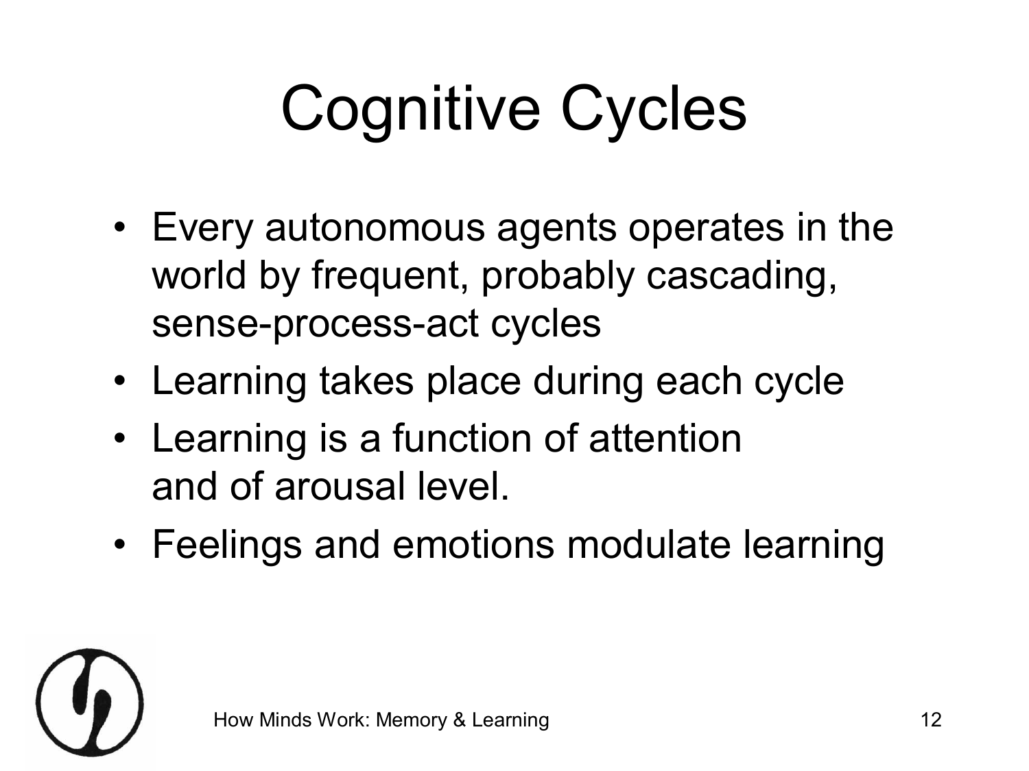# Cognitive Cycles

- Every autonomous agents operates in the world by frequent, probably cascading, sense-process-act cycles
- Learning takes place during each cycle
- Learning is a function of attention and of arousal level.
- Feelings and emotions modulate learning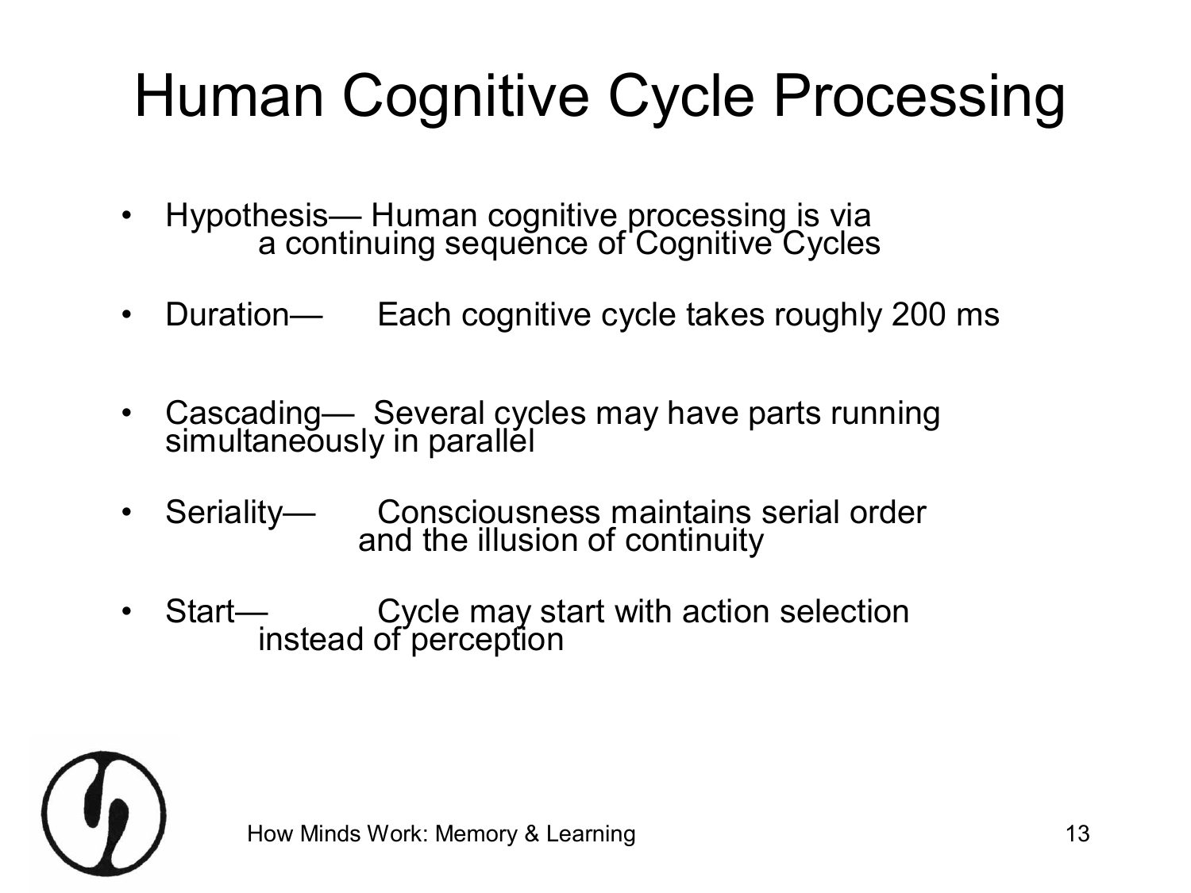# Human Cognitive Cycle Processing

- Hypothesis— Human cognitive processing is via a continuing sequence of Cognitive Cycles
- Duration— Each cognitive cycle takes roughly 200 ms
- Cascading— Several cycles may have parts running simultaneously in parallel
- Seriality— Consciousness maintains serial order and the illusion of continuity
- Start— Cycle may start with action selection instead of perception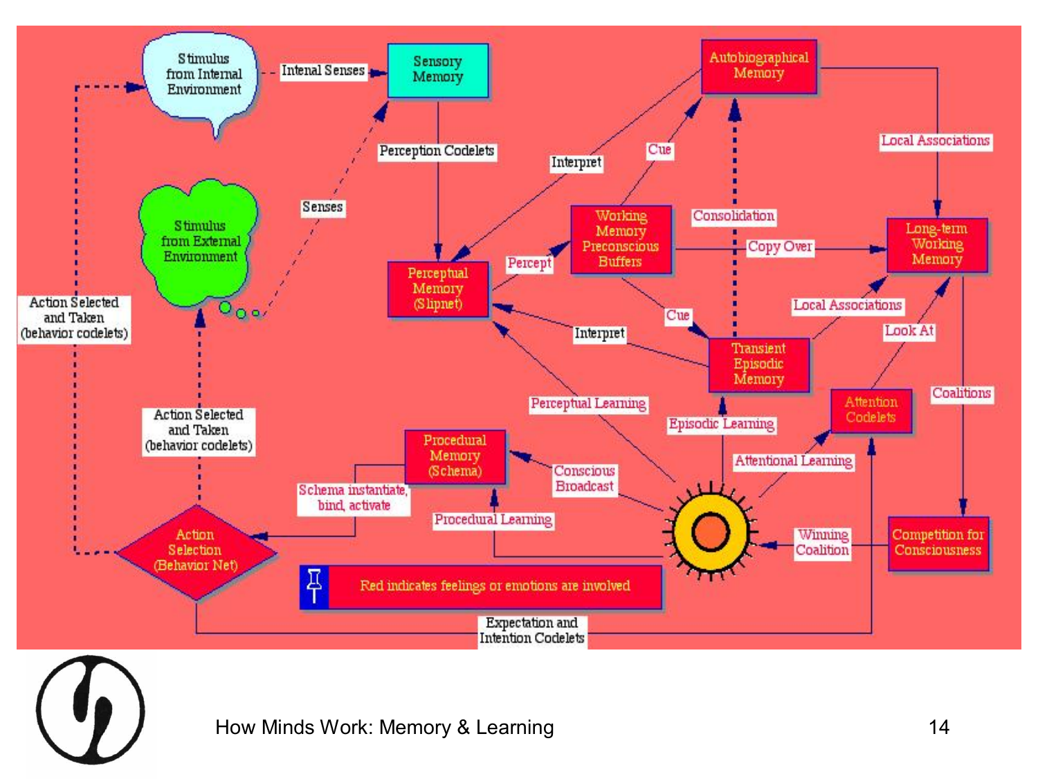Stimulus from Internal Environment

Intenal Senses

Sensory Memory

Autobiographical Memory

Local Associations

Perception Codelets

Interpret

Cue

Senses

Stimulus from External Environment

Working Memory Preconscious Buffers

Consolidation

Copy Over

Long-term Working Memory

Percept

Perceptual Memory (Slipnet)

Action Selected and Taken (behavior codelets)

Cue

Local Associations

Interpret

Look At

Transient Episodic Memory

Coalitions

Perceptual Learning

Attention Codelets

Episodic Learning

Action Selected and Taken (behavior codelets)

Procedural Memory (Schema)

Attentional Learning

Conscious Broadcast

Schema instantiate, bind, activate

Procedural Learning

Winning Coalition

Competition for Consciousness

Action Selection (Behavior Net)

Red indicates feelings or emotions are involved

Expectation and Intention Codelets

How Minds Work: Memory & Learning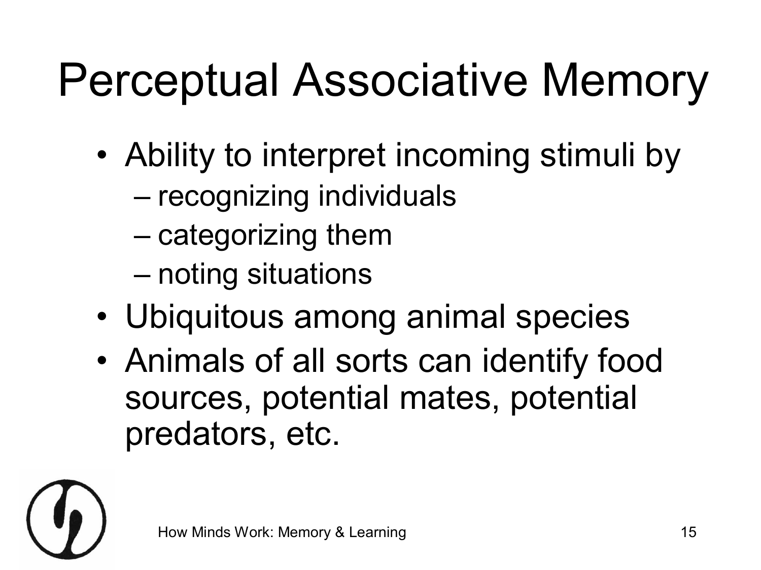# Perceptual Associative Memory

- Ability to interpret incoming stimuli by
  - recognizing individuals
  - categorizing them
  - noting situations
- Ubiquitous among animal species
- Animals of all sorts can identify food sources, potential mates, potential predators, etc.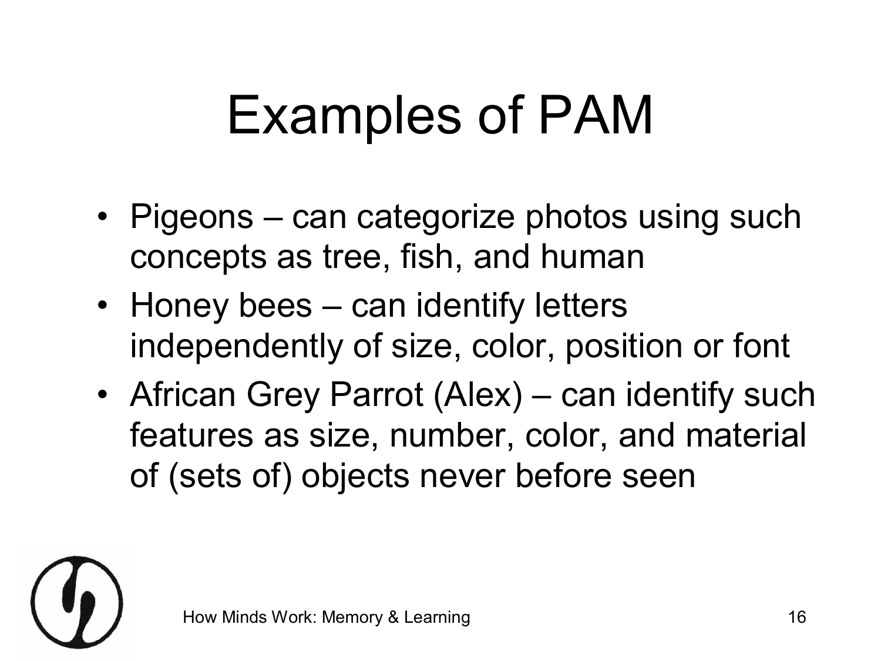# Examples of PAM

- Pigeons – can categorize photos using such concepts as tree, fish, and human
- Honey bees – can identify letters independently of size, color, position or font
- African Grey Parrot (Alex) – can identify such features as size, number, color, and material of (sets of) objects never before seen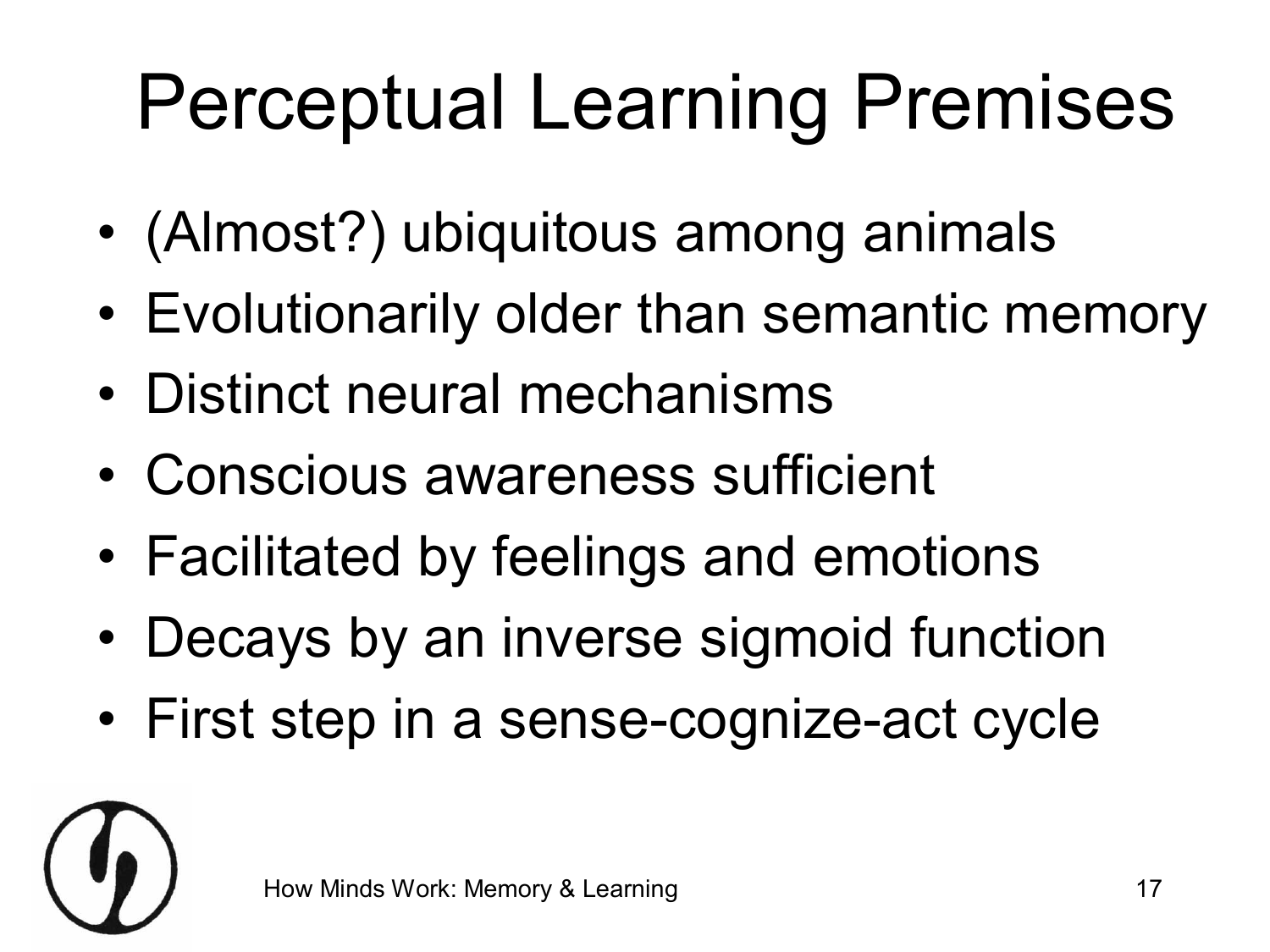# Perceptual Learning Premises

- (Almost?) ubiquitous among animals
- Evolutionarily older than semantic memory
- Distinct neural mechanisms
- Conscious awareness sufficient
- Facilitated by feelings and emotions
- Decays by an inverse sigmoid function
- First step in a sense-cognize-act cycle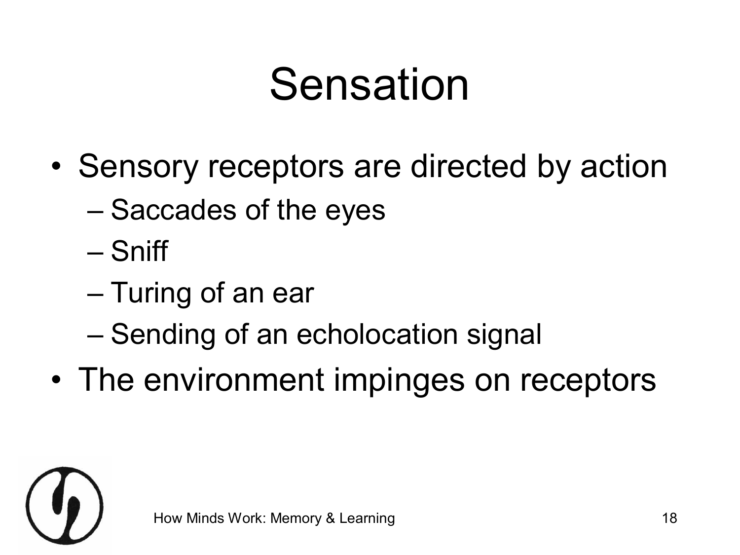# Sensation

- Sensory receptors are directed by action
  - Saccades of the eyes
  - Sniff
  - Turing of an ear
  - Sending of an echolocation signal
- The environment impinges on receptors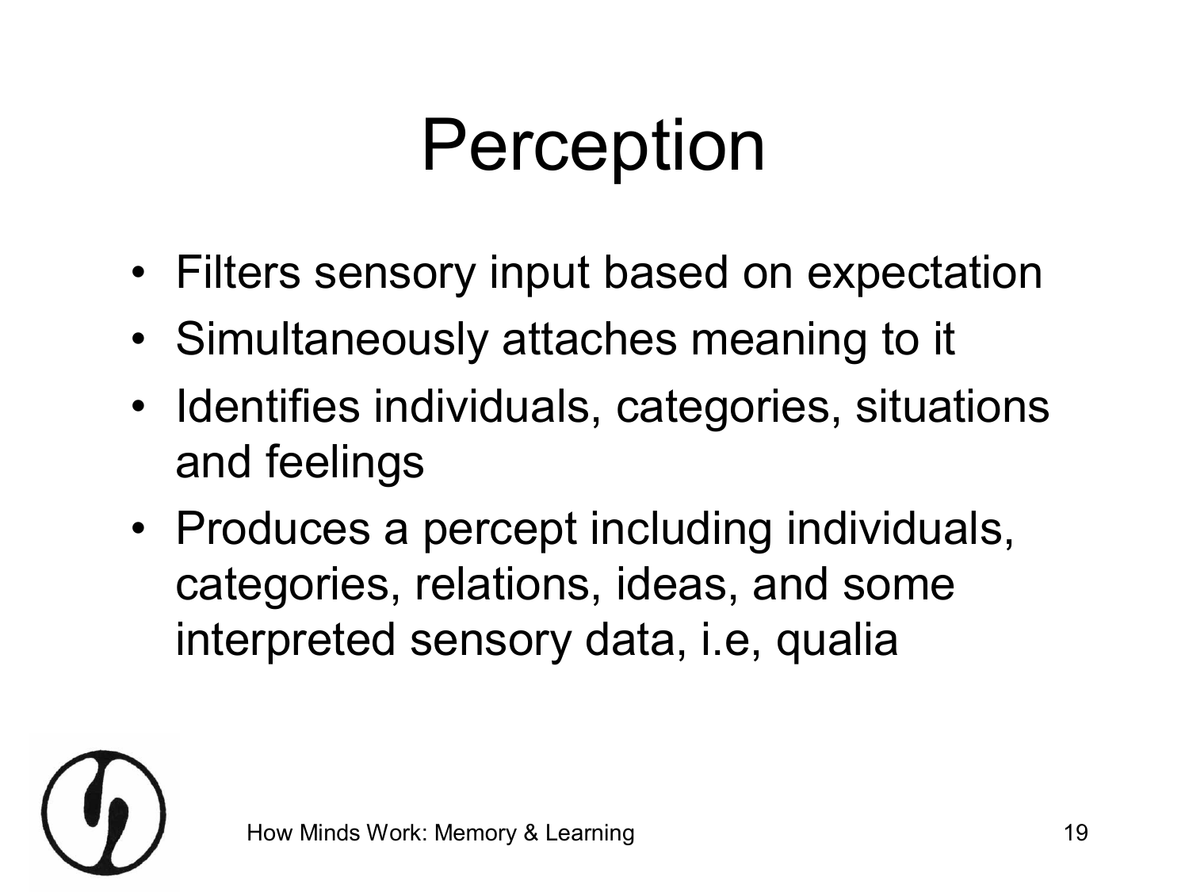# Perception

- Filters sensory input based on expectation
- Simultaneously attaches meaning to it
- Identifies individuals, categories, situations and feelings
- Produces a percept including individuals, categories, relations, ideas, and some interpreted sensory data, i.e, qualia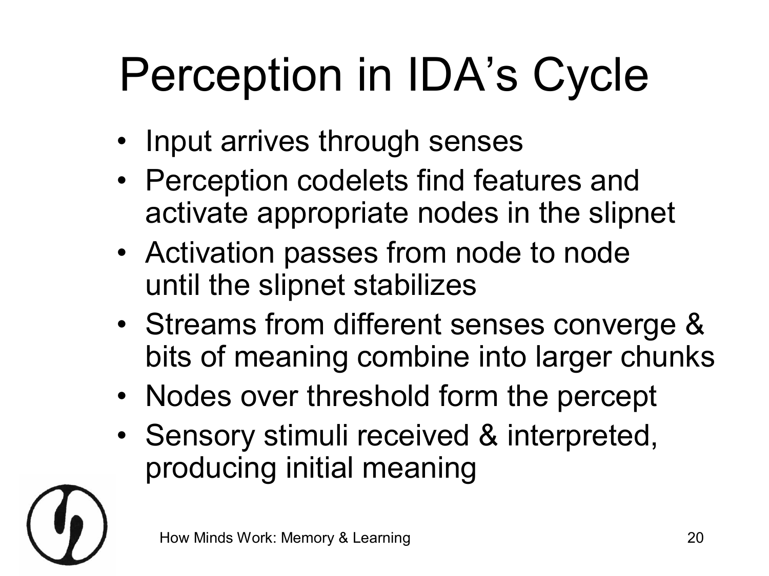# Perception in IDA's Cycle

- Input arrives through senses
- Perception codelets find features and activate appropriate nodes in the slipnet
- Activation passes from node to node until the slipnet stabilizes
- Streams from different senses converge & bits of meaning combine into larger chunks
- Nodes over threshold form the percept
- Sensory stimuli received & interpreted, producing initial meaning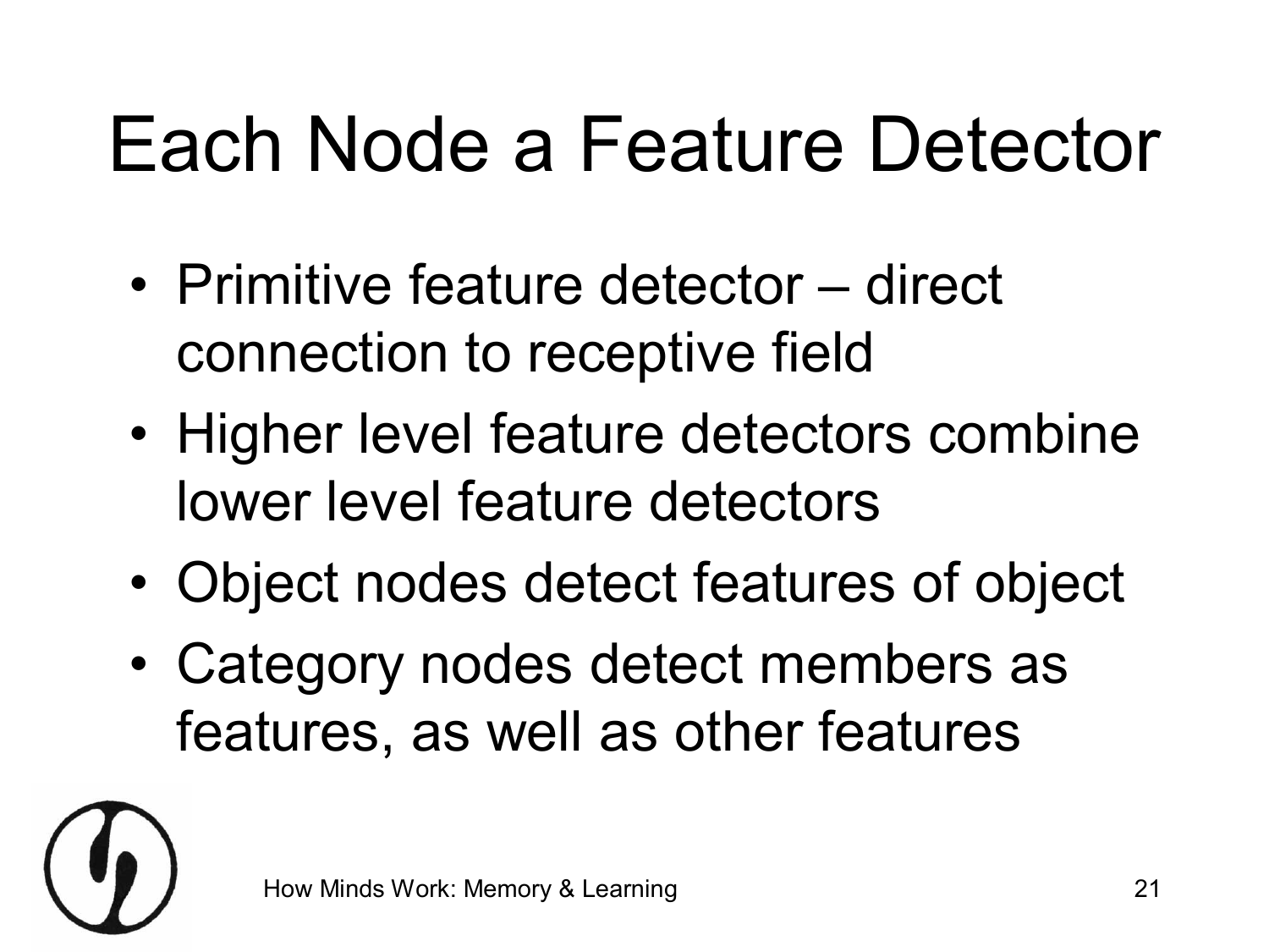# Each Node a Feature Detector

- Primitive feature detector – direct connection to receptive field
- Higher level feature detectors combine lower level feature detectors
- Object nodes detect features of object
- Category nodes detect members as features, as well as other features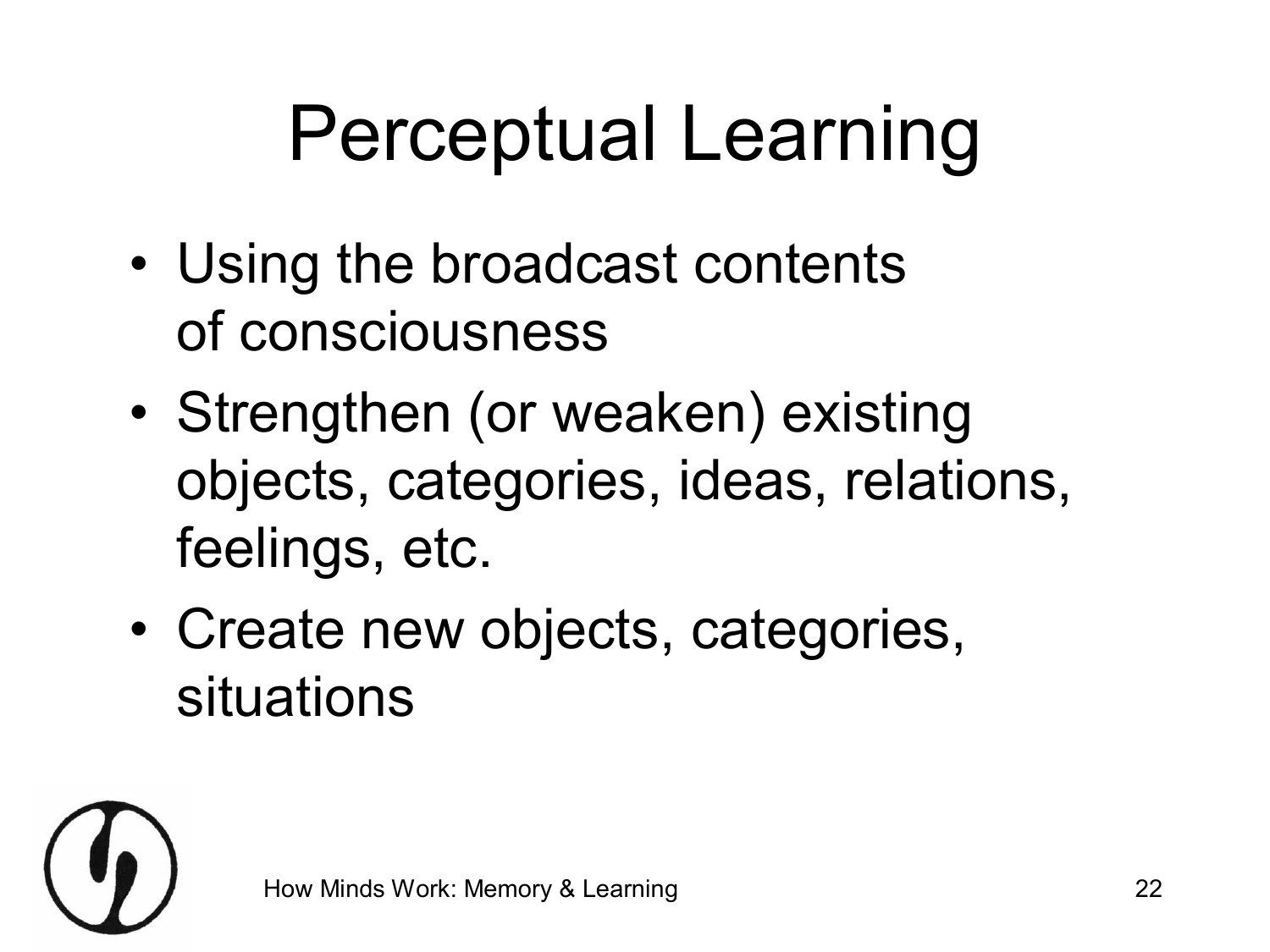# Perceptual Learning

- Using the broadcast contents of consciousness
- Strengthen (or weaken) existing objects, categories, ideas, relations, feelings, etc.
- Create new objects, categories, situations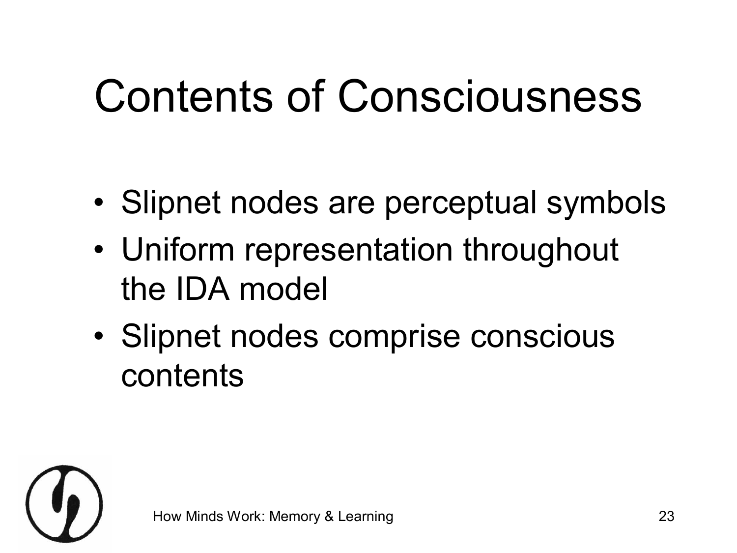# Contents of Consciousness

- Slipnet nodes are perceptual symbols
- Uniform representation throughout the IDA model
- Slipnet nodes comprise conscious contents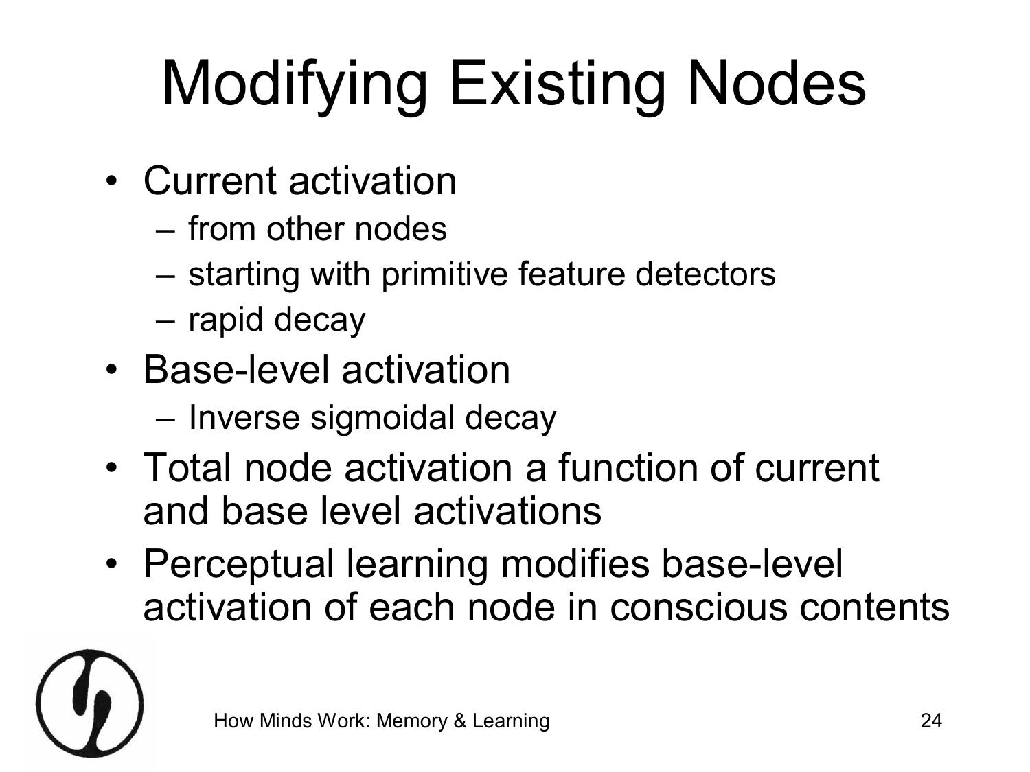# Modifying Existing Nodes

- Current activation
  - from other nodes
  - starting with primitive feature detectors
  - rapid decay
- Base-level activation
  - Inverse sigmoidal decay
- Total node activation a function of current and base level activations
- Perceptual learning modifies base-level activation of each node in conscious contents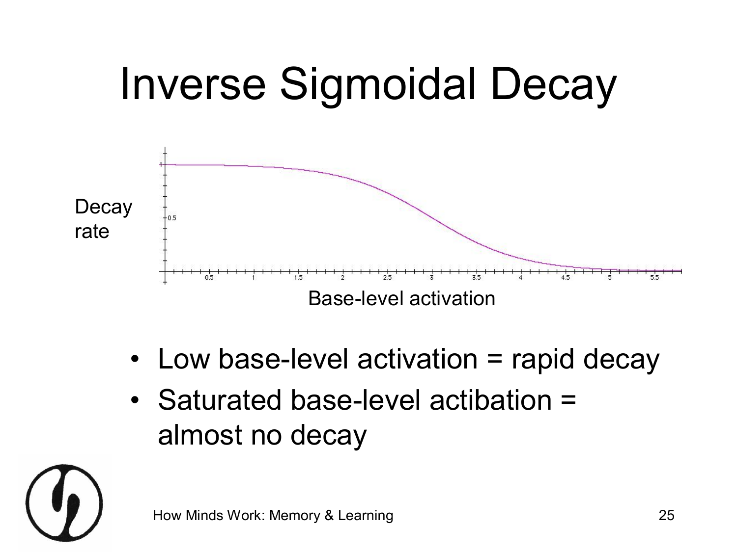# Inverse Sigmoidal Decay

Decay rate

Base-level activation

- Low base-level activation = rapid decay
- Saturated base-level actibation = almost no decay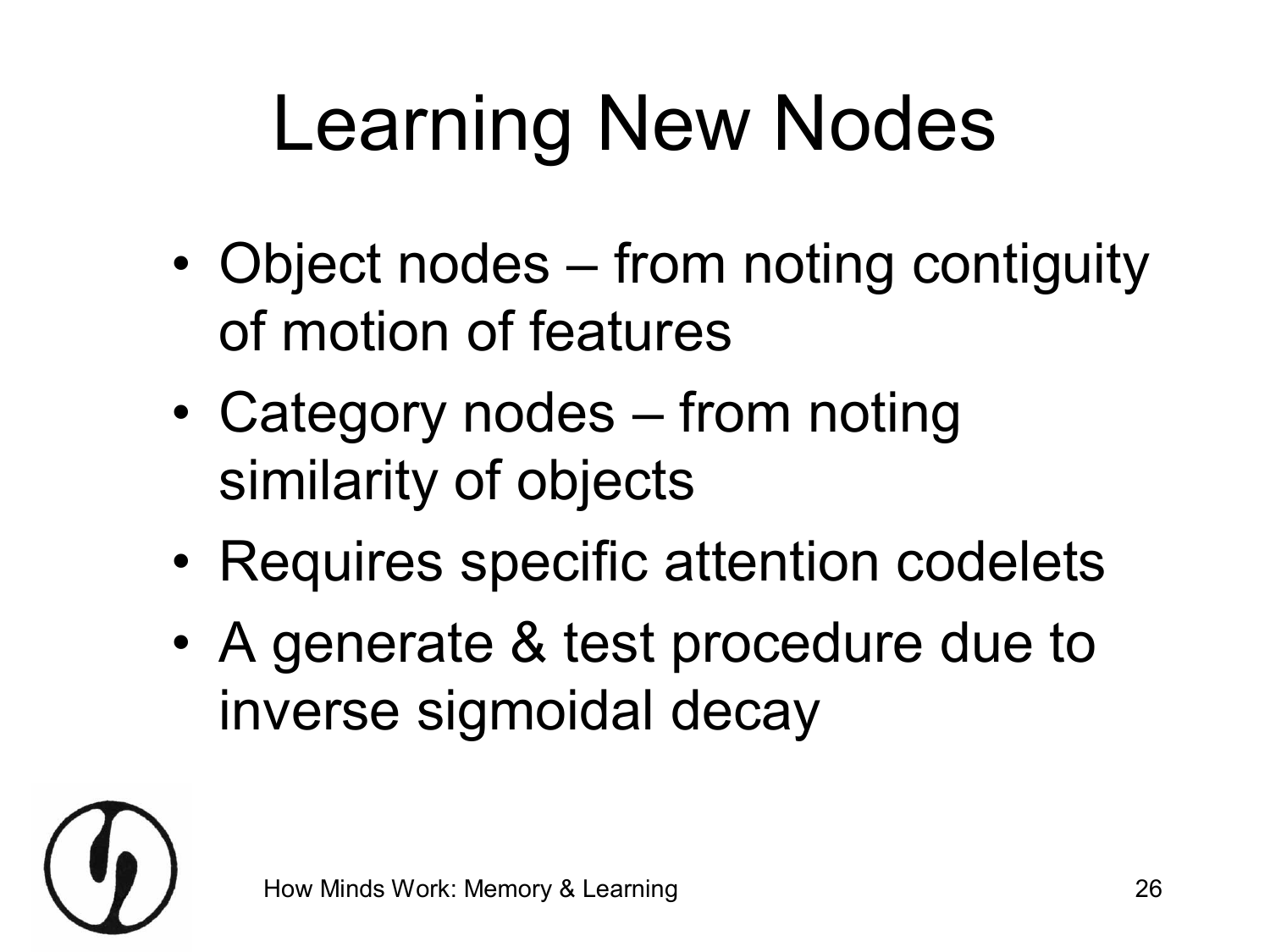# Learning New Nodes

- Object nodes – from noting contiguity of motion of features
- Category nodes – from noting similarity of objects
- Requires specific attention codelets
- A generate & test procedure due to inverse sigmoidal decay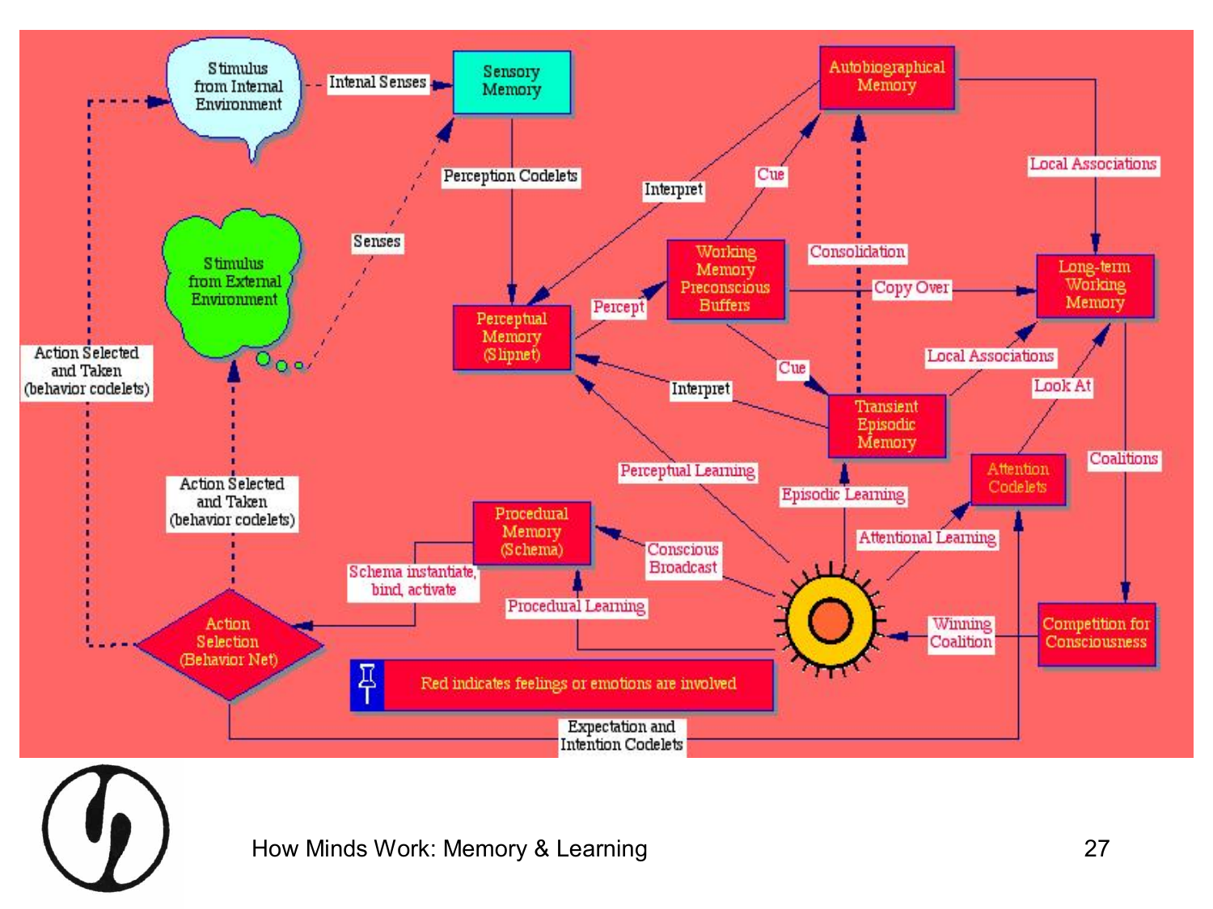Stimulus from Internal Environment

Intenal Senses

Sensory Memory

Autobiographical Memory

Perception Codelets

Interpret

Cue

Local Associations

Senses

Stimulus from External Environment

Working Memory Preconscious Buffers

Consolidation

Percept

Copy Over

Long-term Working Memory

Perceptual Memory (Slipnet)

Action Selected and Taken (behavior codelets)

Cue

Local Associations

Interpret

Look At

Transient Episodic Memory

Coalitions

Perceptual Learning

Attention Codelets

Episodic Learning

Action Selected and Taken (behavior codelets)

Attentional Learning

Procedural Memory (Schema)

Conscious Broadcast

Schema instantiate, bind, activate

Procedural Learning

Winning Coalition

Competition for Consciousness

Action Selection (Behavior Net)

Red indicates feelings or emotions are involved

Expectation and Intention Codelets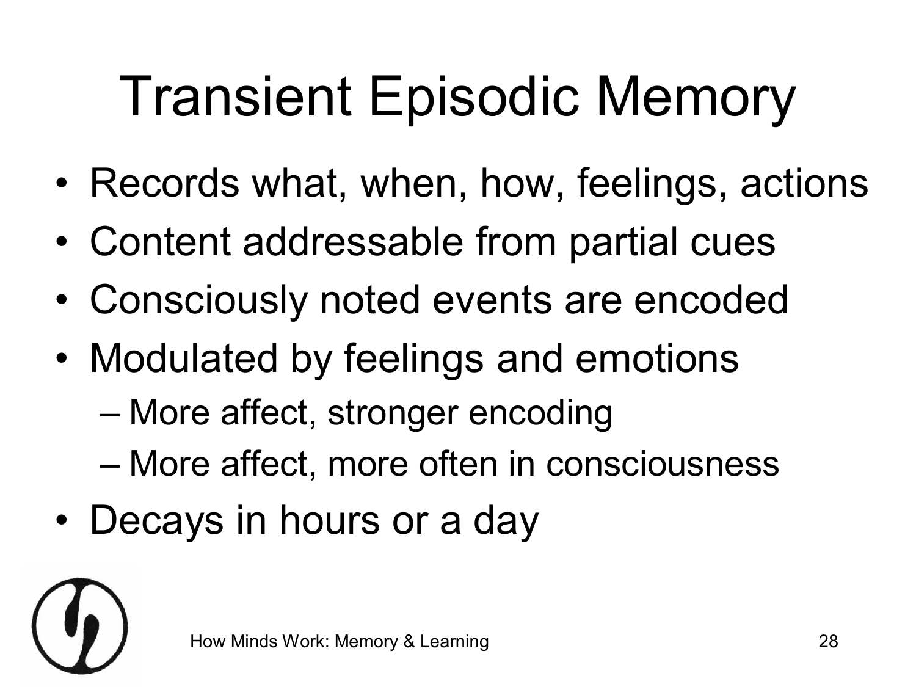# Transient Episodic Memory

- Records what, when, how, feelings, actions
- Content addressable from partial cues
- Consciously noted events are encoded
- Modulated by feelings and emotions
  - More affect, stronger encoding
  - More affect, more often in consciousness
- Decays in hours or a day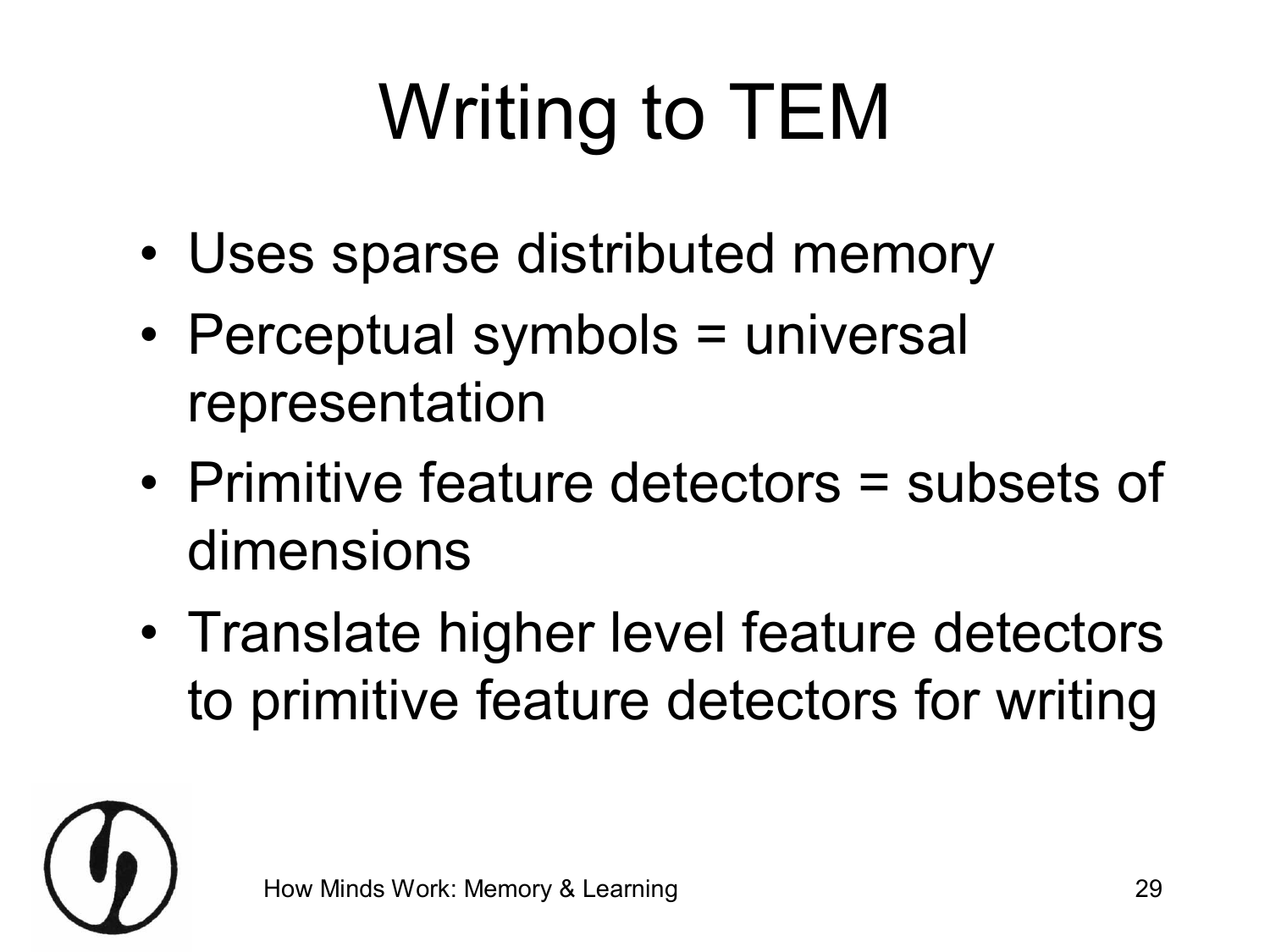# Writing to TEM

- Uses sparse distributed memory
- Perceptual symbols = universal representation
- Primitive feature detectors = subsets of dimensions
- Translate higher level feature detectors to primitive feature detectors for writing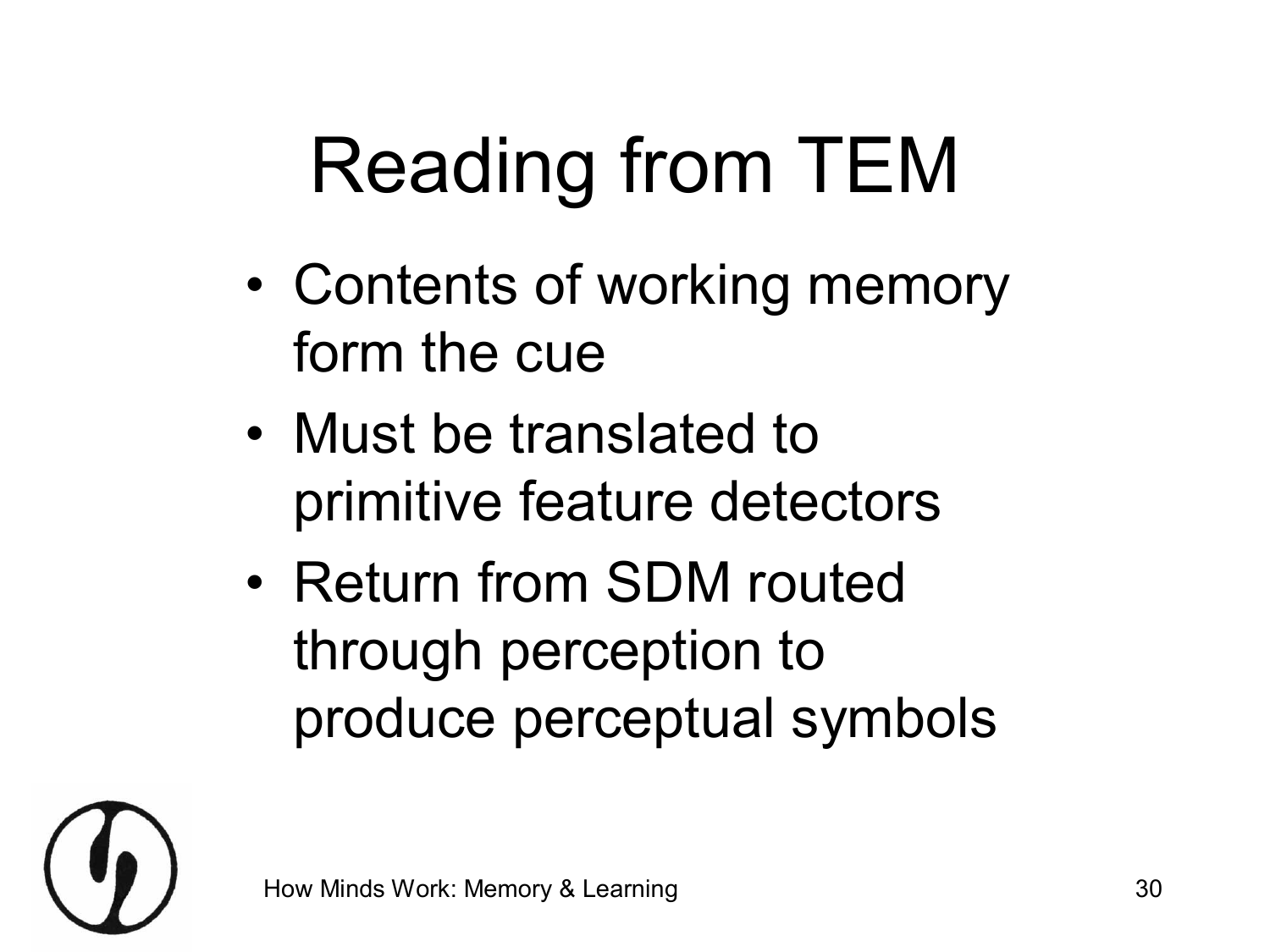# Reading from TEM

- Contents of working memory form the cue
- Must be translated to primitive feature detectors
- Return from SDM routed through perception to produce perceptual symbols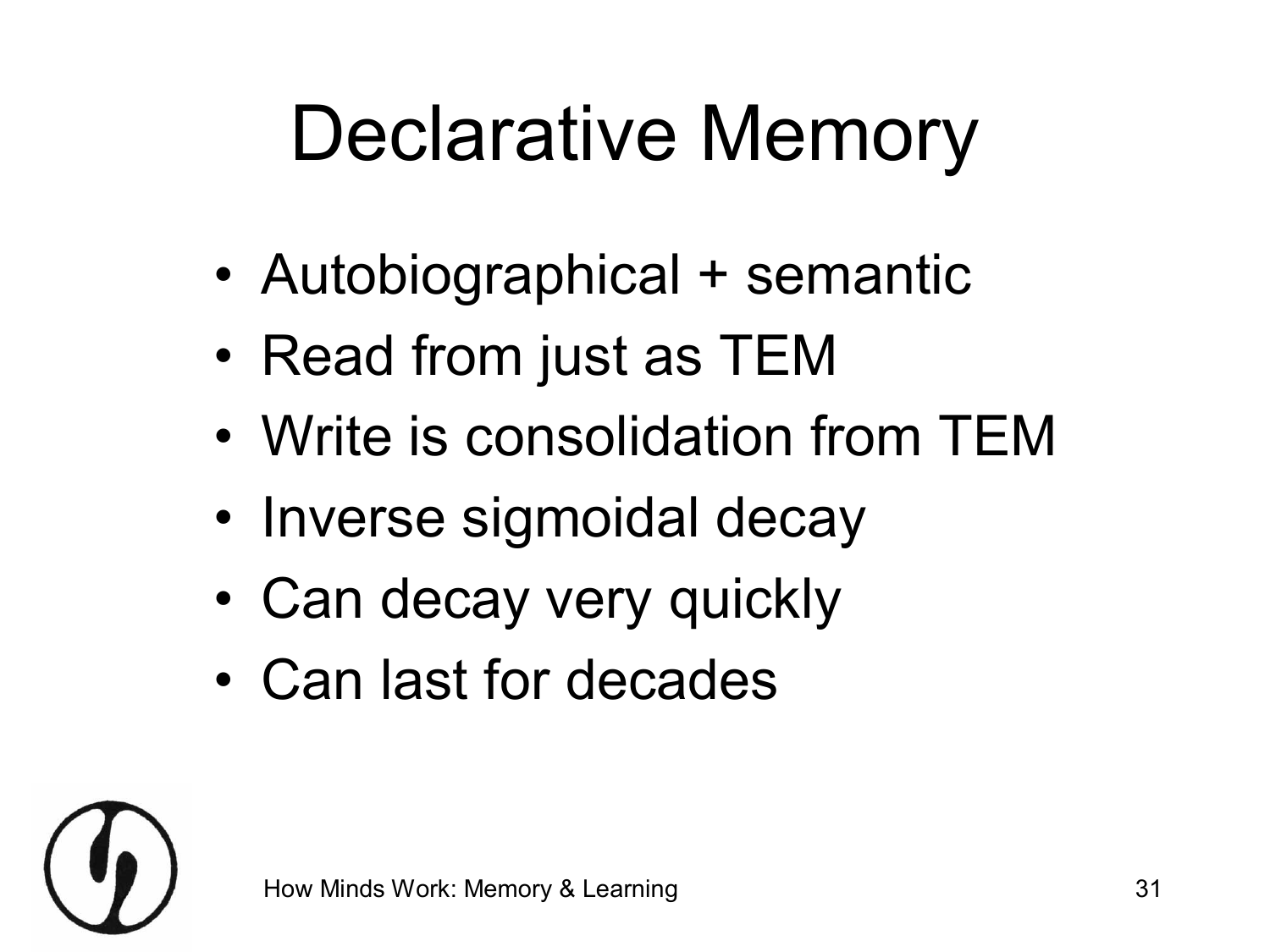# Declarative Memory

- Autobiographical + semantic
- Read from just as TEM
- Write is consolidation from TEM
- Inverse sigmoidal decay
- Can decay very quickly
- Can last for decades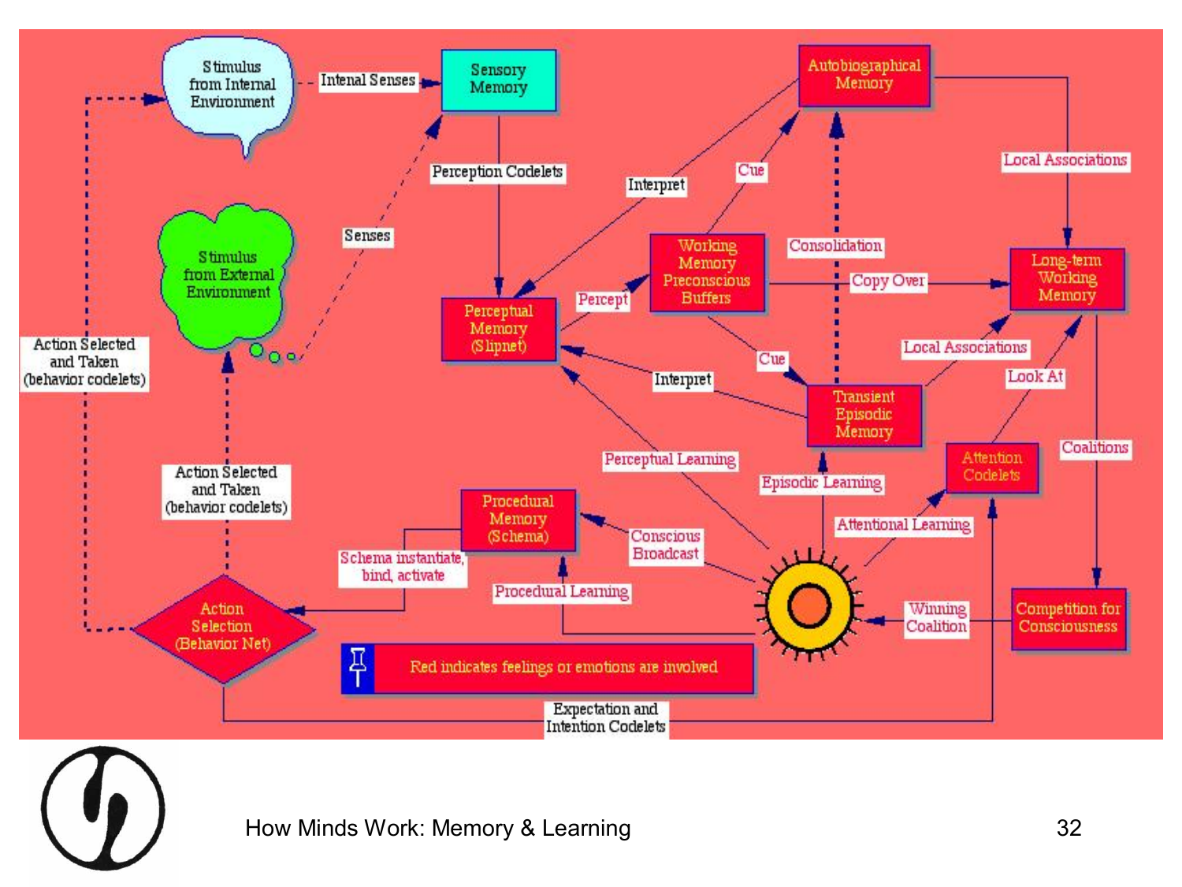Stimulus from Internal Environment

Intenal Senses

Sensory Memory

Autobiographical Memory

Perception Codelets

Interpret

Cue

Local Associations

Senses

Stimulus from External Environment

Working Memory Preconscious Buffers

Consolidation

Copy Over

Long-term Working Memory

Percept

Perceptual Memory (Slipnet)

Cue

Local Associations

Action Selected and Taken (behavior codelets)

Interpret

Transient Episodic Memory

Look At

Coalitions

Perceptual Learning

Episodic Learning

Attention Codelets

Action Selected and Taken (behavior codelets)

Procedural Memory (Schema)

Attentional Learning

Conscious Broadcast

Schema instantiate, bind, activate

Procedural Learning

Winning Coalition

Competition for Consciousness

Action Selection (Behavior Net)

Red indicates feelings or emotions are involved

Expectation and Intention Codelets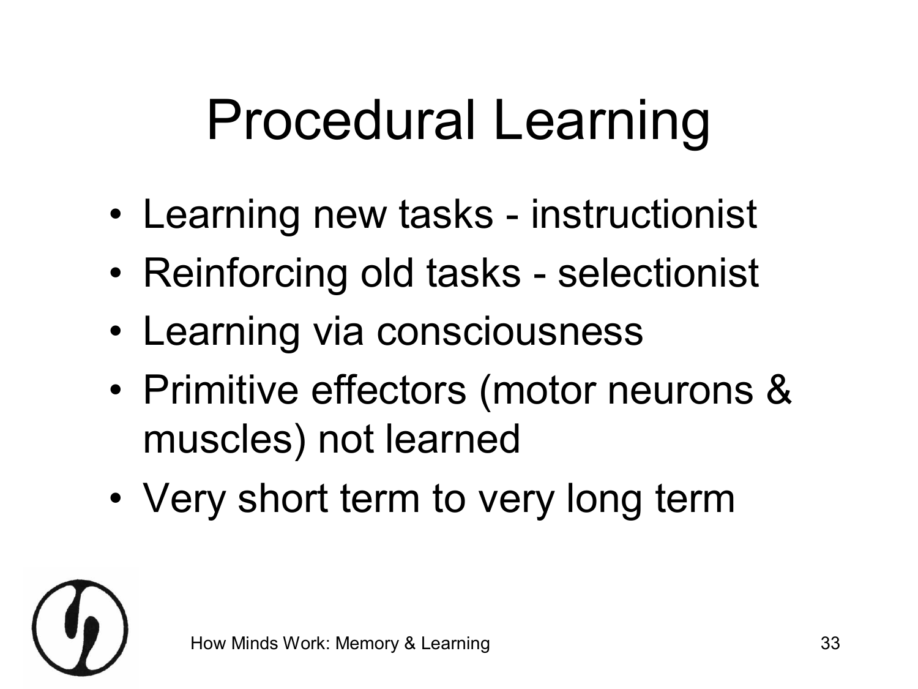# Procedural Learning

- Learning new tasks - instructionist
- Reinforcing old tasks - selectionist
- Learning via consciousness
- Primitive effectors (motor neurons & muscles) not learned
- Very short term to very long term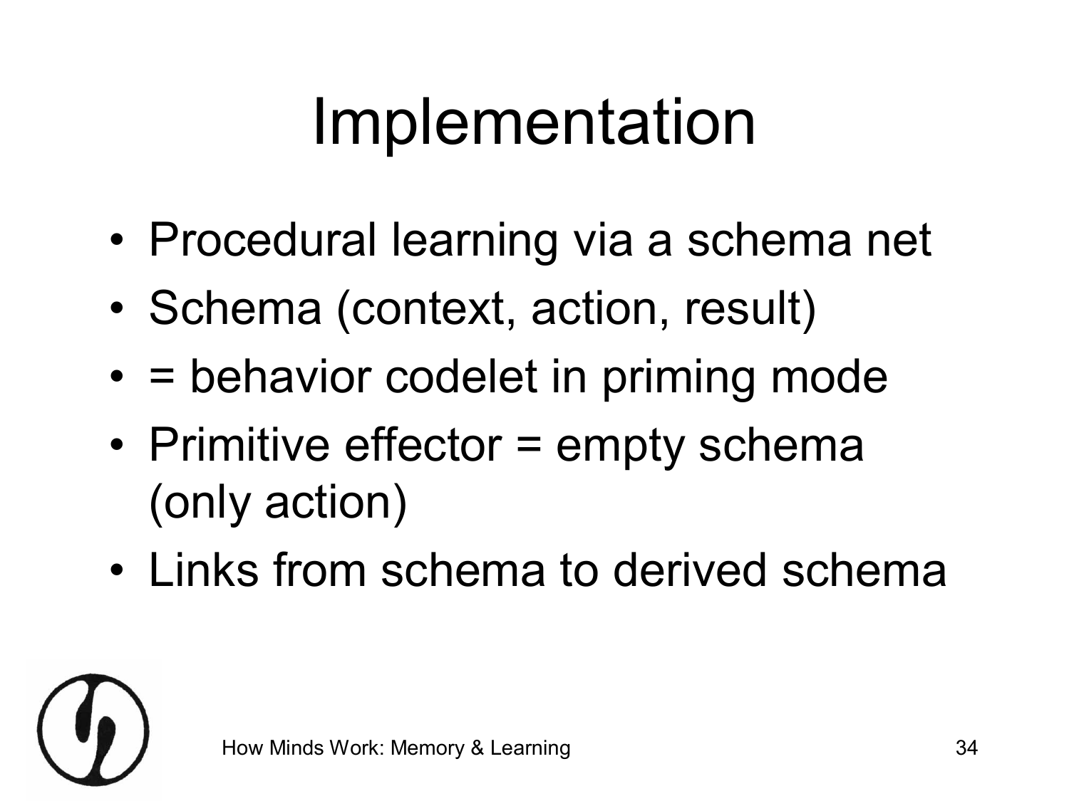# Implementation

- Procedural learning via a schema net
- Schema (context, action, result)
- = behavior codelet in priming mode
- Primitive effector = empty schema (only action)
- Links from schema to derived schema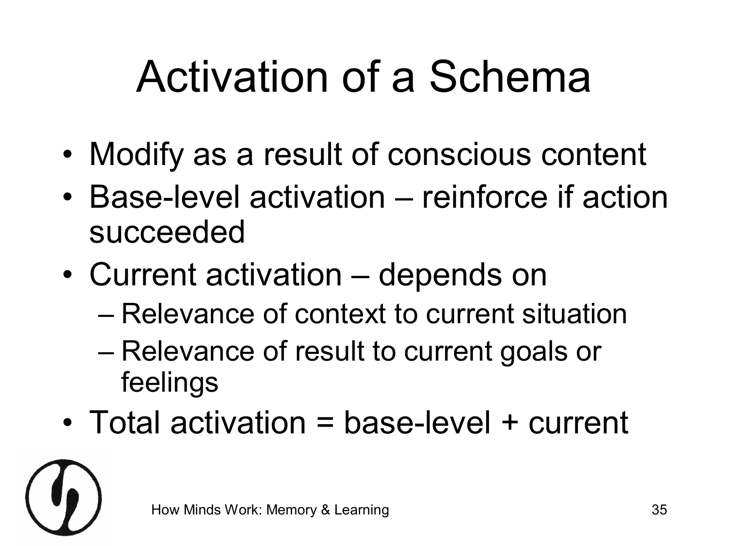# Activation of a Schema

- Modify as a result of conscious content
- Base-level activation – reinforce if action succeeded
- Current activation – depends on
  - Relevance of context to current situation
  - Relevance of result to current goals or feelings
- Total activation = base-level + current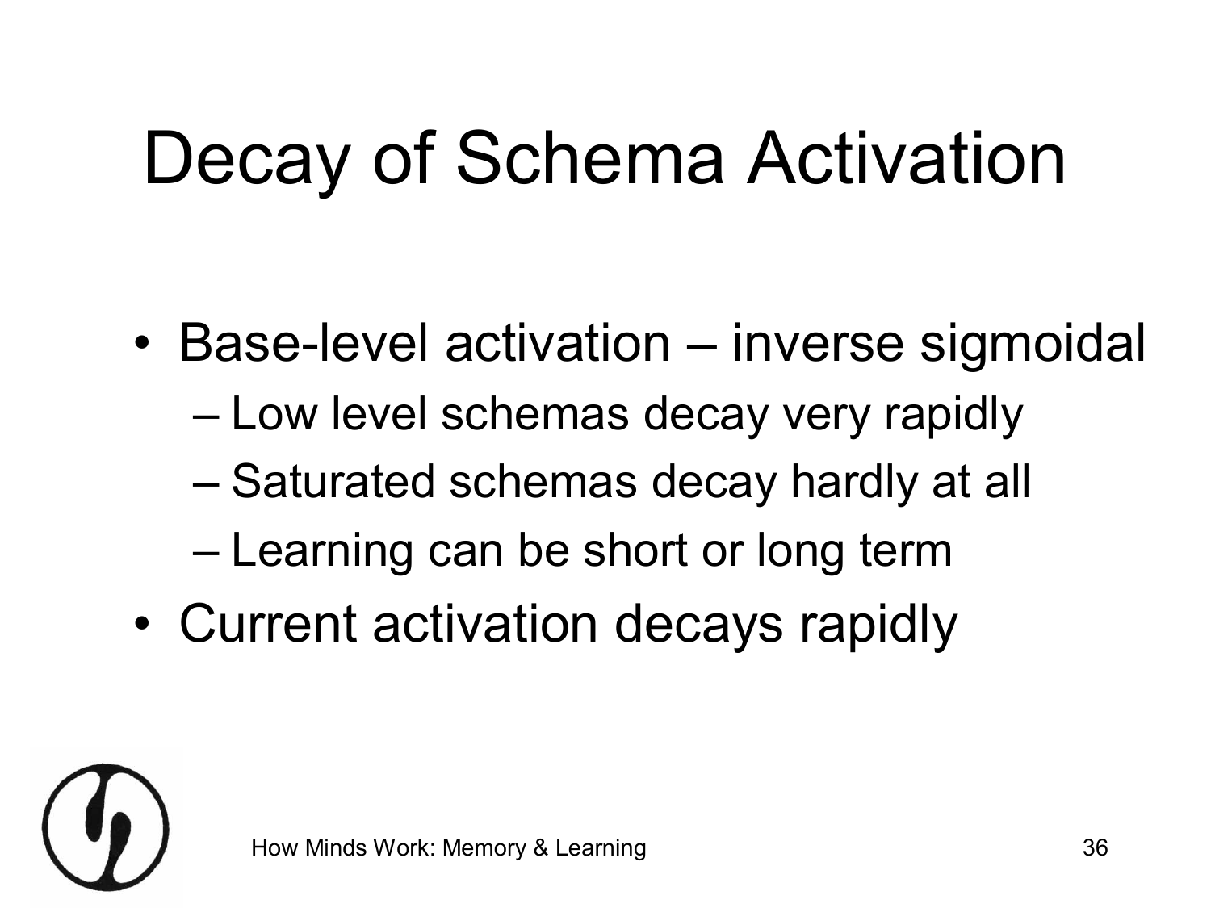# Decay of Schema Activation

- Base-level activation – inverse sigmoidal
  - Low level schemas decay very rapidly
  - Saturated schemas decay hardly at all
  - Learning can be short or long term
- Current activation decays rapidly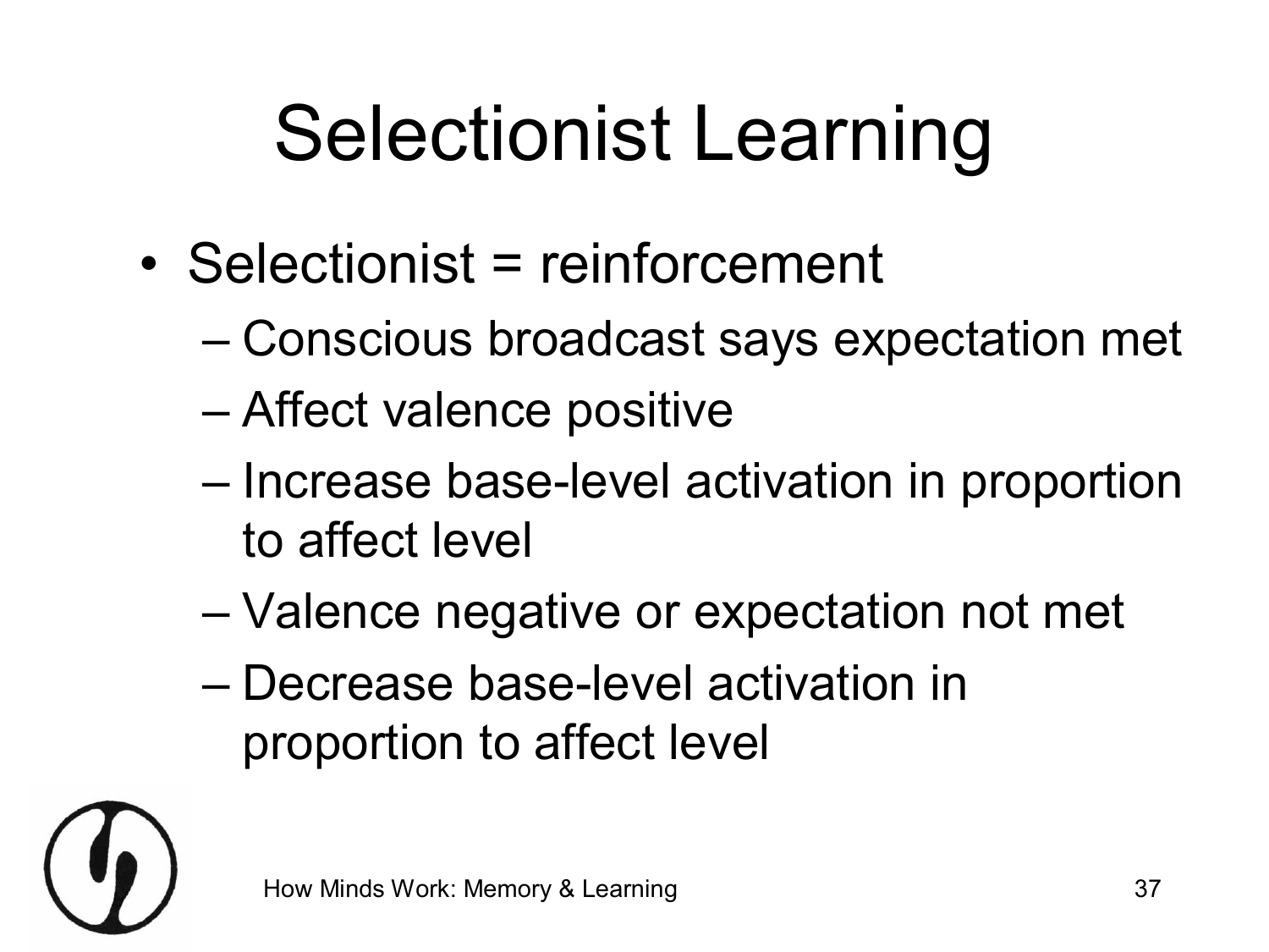# Selectionist Learning

- Selectionist = reinforcement
  - Conscious broadcast says expectation met
  - Affect valence positive
  - Increase base-level activation in proportion to affect level
  - Valence negative or expectation not met
  - Decrease base-level activation in proportion to affect level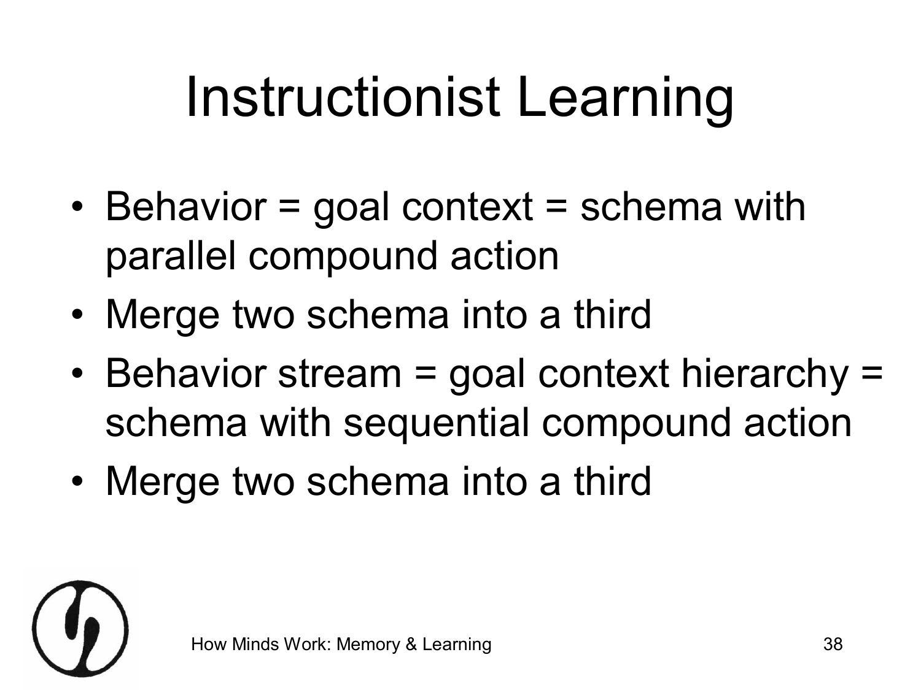# Instructionist Learning

- Behavior = goal context = schema with parallel compound action
- Merge two schema into a third
- Behavior stream = goal context hierarchy = schema with sequential compound action
- Merge two schema into a third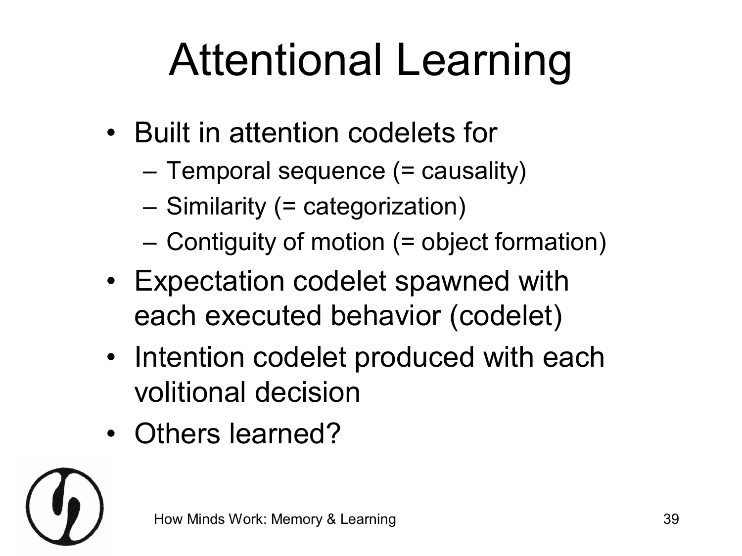# Attentional Learning

- Built in attention codelets for
  - Temporal sequence (= causality)
  - Similarity (= categorization)
  - Contiguity of motion (= object formation)
- Expectation codelet spawned with each executed behavior (codelet)
- Intention codelet produced with each volitional decision
- Others learned?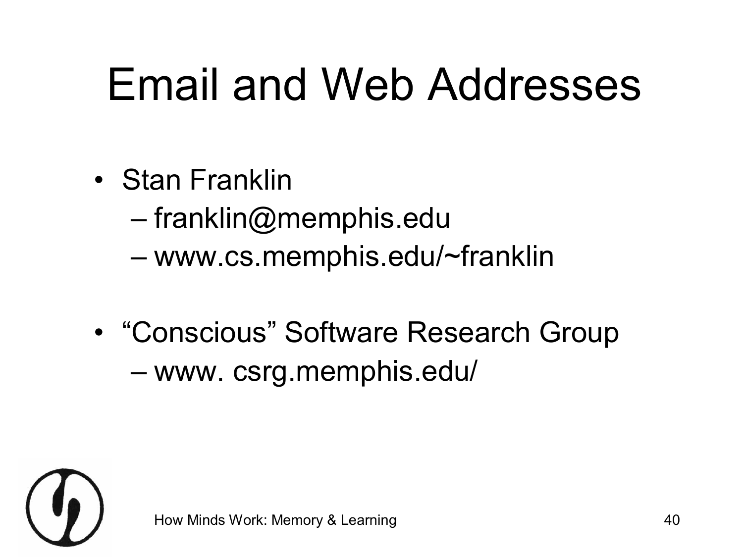# Email and Web Addresses

- Stan Franklin
  - franklin@memphis.edu
  - www.cs.memphis.edu/~franklin
- "Conscious" Software Research Group
  - www. csrg.memphis.edu/